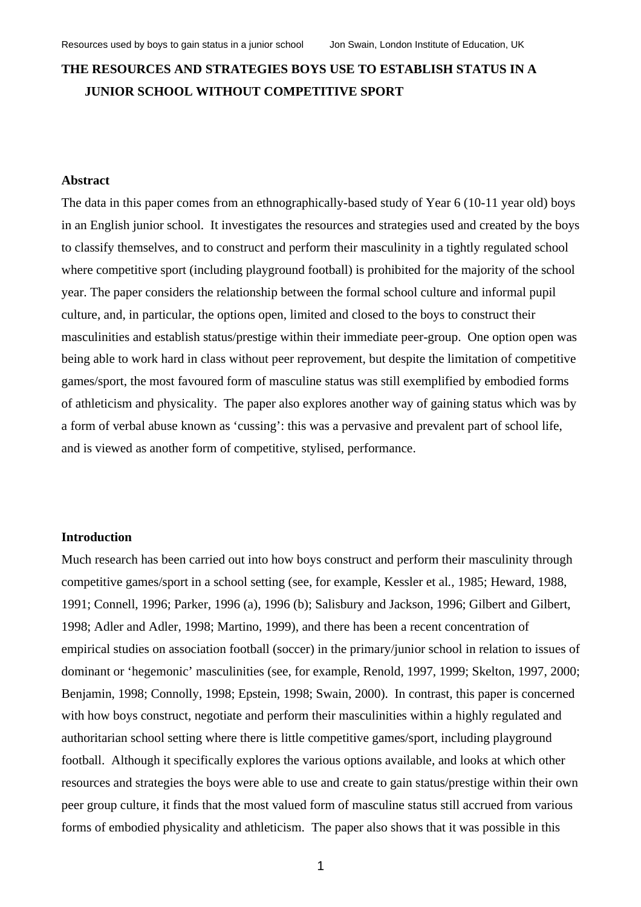# THE RESOURCES AND STRATEGIES BOYS USE TO ESTABLISH STATUS IN A JUNIOR SCHOOL WITHOUT COMPETITIVE SPORT

## Abstract

The data in this paper comes from an ethnographically-based study of Year 6 (10-11 year old) boys in an English junior school. It investigates the resources and strategies used and created by the boys to classify themselves, and to construct and perform their masculinity in a tightly regulated school where competitive sport (including playground football) is prohibited for the majority of the school year. The paper considers the relationship between the formal school culture and informal pupil culture, and, in particular, the options open, limited and closed to the boys to construct their masculinities and establish status/prestige within their immediate peer-group. One option open was being able to work hard in class without peer reprovement, but despite the limitation of competitive games/sport, the most favoured form of masculine status was still exemplified by embodied forms of athleticism and physicality. The paper also explores another way of gaining status which was by a form of verbal abuse known as 'cussing': this was a pervasive and prevalent part of school life, and is viewed as another form of competitive, stylised, performance.

## Introduction

Much research has been carried out into how boys construct and perform their masculinity through competitive games/sport in a school setting (see, for example, Kessler et al., 1985; Heward, 1988, 1991; Connell, 1996; Parker, 1996 (a), 1996 (b); Salisbury and Jackson, 1996; Gilbert and Gilbert, 1998; Adler and Adler, 1998; Martino, 1999), and there has been a recent concentration of empirical studies on association football (soccer) in the primary/junior school in relation to issues of dominant or 'hegemonic' masculinities (see, for example, Renold, 1997, 1999; Skelton, 1997, 2000; Benjamin, 1998; Connolly, 1998; Epstein, 1998; Swain, 2000). In contrast, this paper is concerned with how boys construct, negotiate and perform their masculinities within a highly regulated and authoritarian school setting where there is little competitive games/sport, including playground football. Although it specifically explores the various options available, and looks at which other resources and strategies the boys were able to use and create to gain status/prestige within their own peer group culture, it finds that the most valued form of masculine status still accrued from various forms of embodied physicality and athleticism. The paper also shows that it was possible in this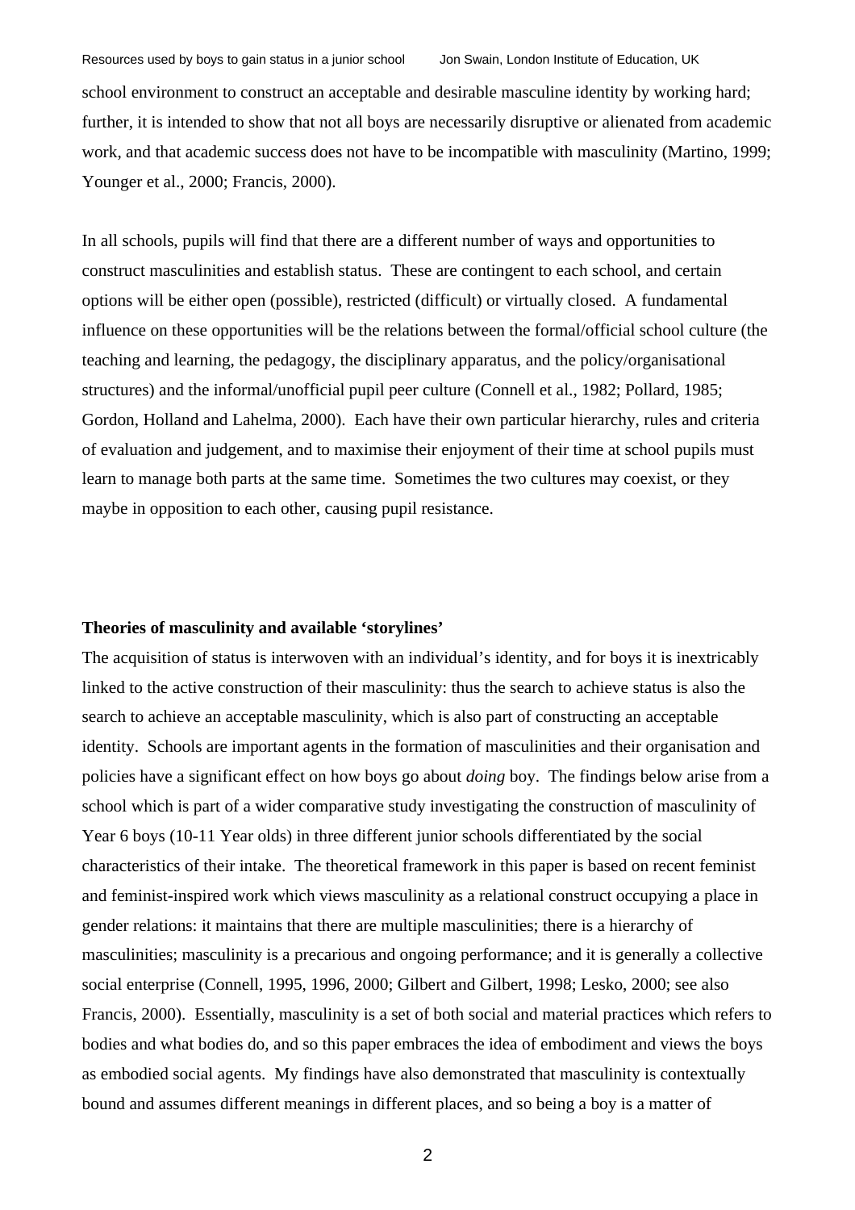school environment to construct an acceptable and desirable masculine identity by working hard; further, it is intended to show that not all boys are necessarily disruptive or alienated from academic work, and that academic success does not have to be incompatible with masculinity (Martino, 1999; Younger et al., 2000; Francis, 2000).

In all schools, pupils will find that there are a different number of ways and opportunities to construct masculinities and establish status. These are contingent to each school, and certain options will be either open (possible), restricted (difficult) or virtually closed. A fundamental influence on these opportunities will be the relations between the formal/official school culture (the teaching and learning, the pedagogy, the disciplinary apparatus, and the policy/organisational structures) and the informal/unofficial pupil peer culture (Connell et al., 1982; Pollard, 1985; Gordon, Holland and Lahelma, 2000). Each have their own particular hierarchy, rules and criteria of evaluation and judgement, and to maximise their enjoyment of their time at school pupils must learn to manage both parts at the same time. Sometimes the two cultures may coexist, or they maybe in opposition to each other, causing pupil resistance.

**Theories of masculinity and available 'storylines'**

The acquisition of status is interwoven with an individual's identity, and for boys it is inextricably linked to the active construction of their masculinity: thus the search to achieve status is also the search to achieve an acceptable masculinity, which is also part of constructing an acceptable identity. Schools are important agents in the formation of masculinities and their organisation and policies have a significant effect on how boys go about *doing* boy. The findings below arise from a school which is part of a wider comparative study investigating the construction of masculinity of Year 6 boys (10-11 Year olds) in three different junior schools differentiated by the social characteristics of their intake. The theoretical framework in this paper is based on recent feminist and feminist-inspired work which views masculinity as a relational construct occupying a place in gender relations: it maintains that there are multiple masculinities; there is a hierarchy of masculinities; masculinity is a precarious and ongoing performance; and it is generally a collective social enterprise (Connell, 1995, 1996, 2000; Gilbert and Gilbert, 1998; Lesko, 2000; see also Francis, 2000). Essentially, masculinity is a set of both social and material practices which refers to bodies and what bodies do, and so this paper embraces the idea of embodiment and views the boys as embodied social agents. My findings have also demonstrated that masculinity is contextually bound and assumes different meanings in different places, and so being a boy is a matter of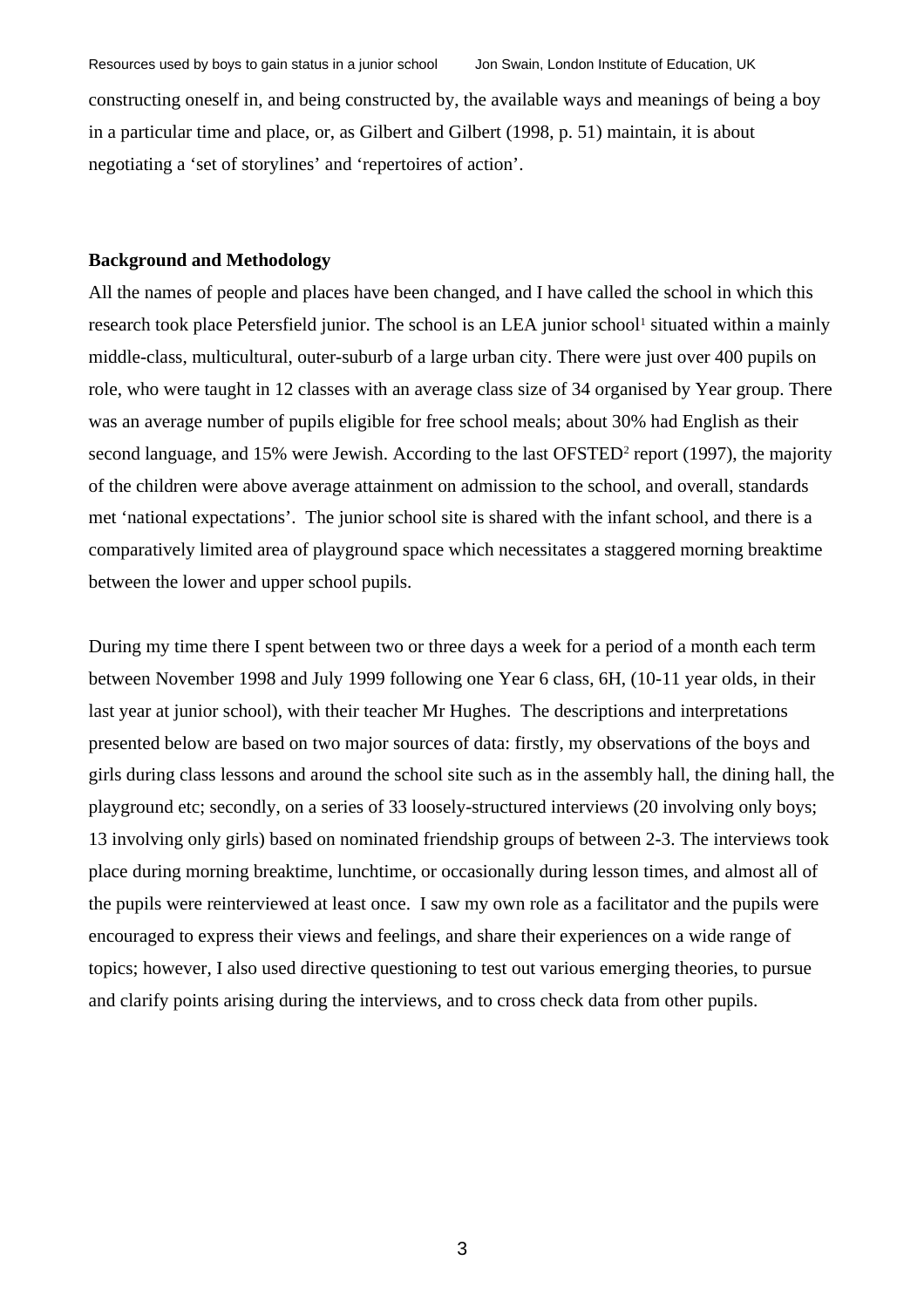constructing oneself in, and being constructed by, the available ways and meanings of being a boy in a particular time and place, or, as Gilbert and Gilbert (1998, p. 51) maintain, it is about negotiating a 'set of storylines' and 'repertoires of action'.

**Background and Methodology**

All the names of people and places have been changed, and I have called the school in which this research took place Petersfield junior. The school is an LEA junior school[1] situated within a mainly middle-class, multicultural, outer-suburb of a large urban city. There were just over 400 pupils on role, who were taught in 12 classes with an average class size of 34 organised by Year group. There was an average number of pupils eligible for free school meals; about 30% had English as their second language, and 15% were Jewish. According to the last OFSTED[2] report (1997), the majority of the children were above average attainment on admission to the school, and overall, standards met 'national expectations'. The junior school site is shared with the infant school, and there is a comparatively limited area of playground space which necessitates a staggered morning breaktime between the lower and upper school pupils.

During my time there I spent between two or three days a week for a period of a month each term between November 1998 and July 1999 following one Year 6 class, 6H, (10-11 year olds, in their last year at junior school), with their teacher Mr Hughes. The descriptions and interpretations presented below are based on two major sources of data: firstly, my observations of the boys and girls during class lessons and around the school site such as in the assembly hall, the dining hall, the playground etc; secondly, on a series of 33 loosely-structured interviews (20 involving only boys; 13 involving only girls) based on nominated friendship groups of between 2-3. The interviews took place during morning breaktime, lunchtime, or occasionally during lesson times, and almost all of the pupils were reinterviewed at least once. I saw my own role as a facilitator and the pupils were encouraged to express their views and feelings, and share their experiences on a wide range of topics; however, I also used directive questioning to test out various emerging theories, to pursue and clarify points arising during the interviews, and to cross check data from other pupils.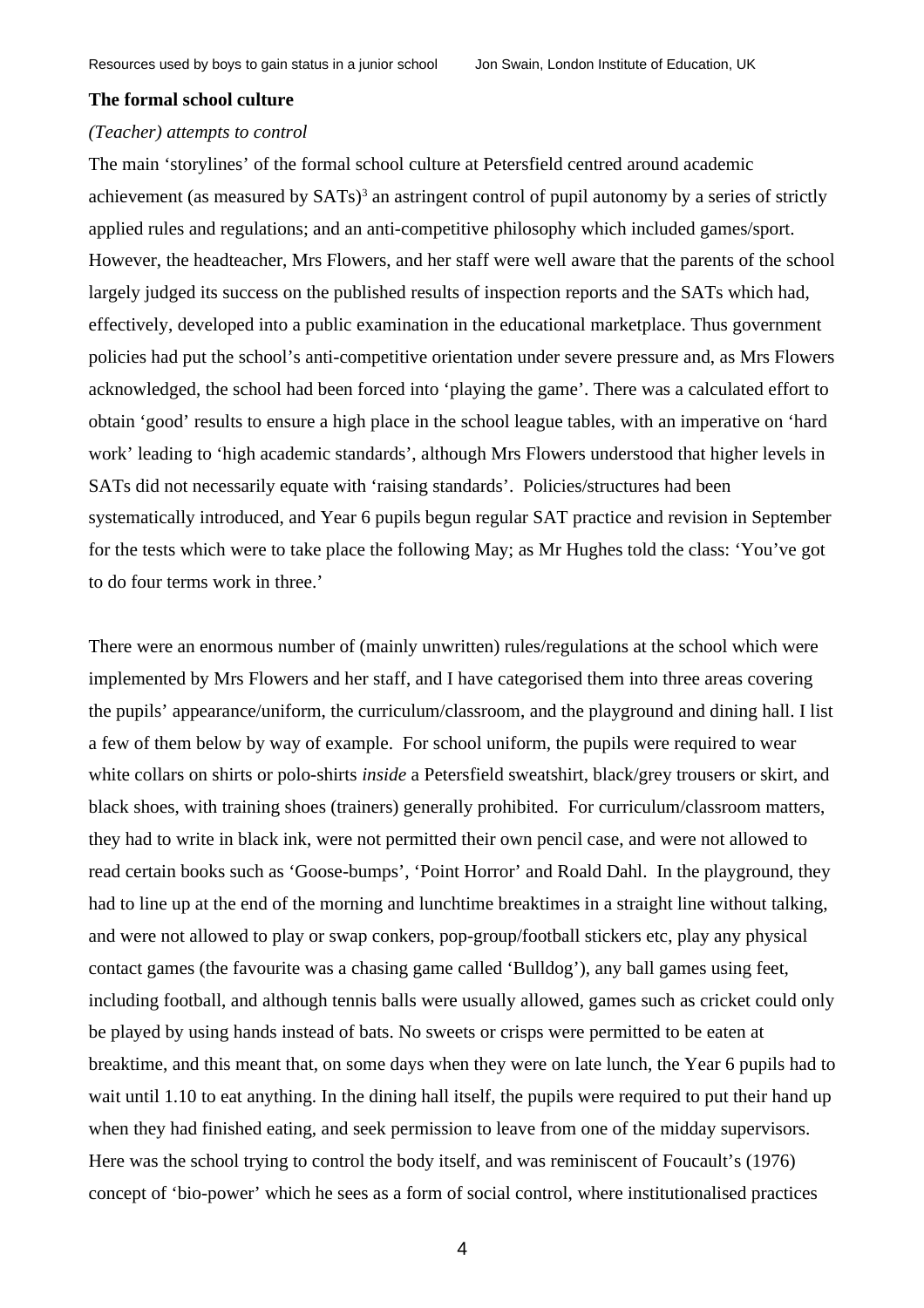**The formal school culture**

*(Teacher) attempts to control*

The main 'storylines' of the formal school culture at Petersfield centred around academic achievement (as measured by SATs)[3] an astringent control of pupil autonomy by a series of strictly applied rules and regulations; and an anti-competitive philosophy which included games/sport. However, the headteacher, Mrs Flowers, and her staff were well aware that the parents of the school largely judged its success on the published results of inspection reports and the SATs which had, effectively, developed into a public examination in the educational marketplace. Thus government policies had put the school's anti-competitive orientation under severe pressure and, as Mrs Flowers acknowledged, the school had been forced into 'playing the game'. There was a calculated effort to obtain 'good' results to ensure a high place in the school league tables, with an imperative on 'hard work' leading to 'high academic standards', although Mrs Flowers understood that higher levels in SATs did not necessarily equate with 'raising standards'. Policies/structures had been systematically introduced, and Year 6 pupils begun regular SAT practice and revision in September for the tests which were to take place the following May; as Mr Hughes told the class: 'You've got to do four terms work in three.'

There were an enormous number of (mainly unwritten) rules/regulations at the school which were implemented by Mrs Flowers and her staff, and I have categorised them into three areas covering the pupils' appearance/uniform, the curriculum/classroom, and the playground and dining hall. I list a few of them below by way of example. For school uniform, the pupils were required to wear white collars on shirts or polo-shirts *inside* a Petersfield sweatshirt, black/grey trousers or skirt, and black shoes, with training shoes (trainers) generally prohibited. For curriculum/classroom matters, they had to write in black ink, were not permitted their own pencil case, and were not allowed to read certain books such as 'Goose-bumps', 'Point Horror' and Roald Dahl. In the playground, they had to line up at the end of the morning and lunchtime breaktimes in a straight line without talking, and were not allowed to play or swap conkers, pop-group/football stickers etc, play any physical contact games (the favourite was a chasing game called 'Bulldog'), any ball games using feet, including football, and although tennis balls were usually allowed, games such as cricket could only be played by using hands instead of bats. No sweets or crisps were permitted to be eaten at breaktime, and this meant that, on some days when they were on late lunch, the Year 6 pupils had to wait until 1.10 to eat anything. In the dining hall itself, the pupils were required to put their hand up when they had finished eating, and seek permission to leave from one of the midday supervisors. Here was the school trying to control the body itself, and was reminiscent of Foucault's (1976) concept of 'bio-power' which he sees as a form of social control, where institutionalised practices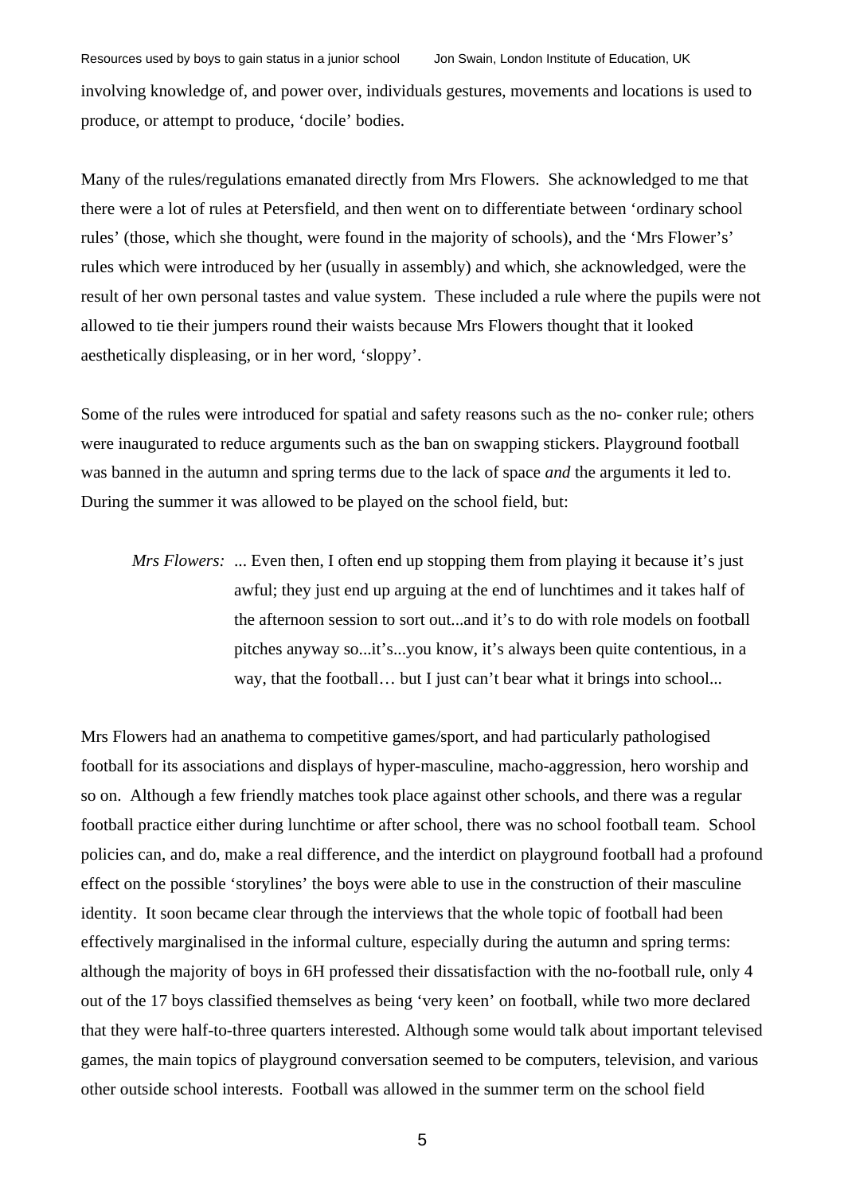involving knowledge of, and power over, individuals gestures, movements and locations is used to produce, or attempt to produce, 'docile' bodies.

Many of the rules/regulations emanated directly from Mrs Flowers. She acknowledged to me that there were a lot of rules at Petersfield, and then went on to differentiate between 'ordinary school rules' (those, which she thought, were found in the majority of schools), and the 'Mrs Flower's' rules which were introduced by her (usually in assembly) and which, she acknowledged, were the result of her own personal tastes and value system. These included a rule where the pupils were not allowed to tie their jumpers round their waists because Mrs Flowers thought that it looked aesthetically displeasing, or in her word, 'sloppy'.

Some of the rules were introduced for spatial and safety reasons such as the no- conker rule; others were inaugurated to reduce arguments such as the ban on swapping stickers. Playground football was banned in the autumn and spring terms due to the lack of space *and* the arguments it led to. During the summer it was allowed to be played on the school field, but:

> *Mrs Flowers:* ... Even then, I often end up stopping them from playing it because it's just awful; they just end up arguing at the end of lunchtimes and it takes half of the afternoon session to sort out...and it's to do with role models on football pitches anyway so...it's...you know, it's always been quite contentious, in a way, that the football… but I just can't bear what it brings into school...

Mrs Flowers had an anathema to competitive games/sport, and had particularly pathologised football for its associations and displays of hyper-masculine, macho-aggression, hero worship and so on. Although a few friendly matches took place against other schools, and there was a regular football practice either during lunchtime or after school, there was no school football team. School policies can, and do, make a real difference, and the interdict on playground football had a profound effect on the possible 'storylines' the boys were able to use in the construction of their masculine identity. It soon became clear through the interviews that the whole topic of football had been effectively marginalised in the informal culture, especially during the autumn and spring terms: although the majority of boys in 6H professed their dissatisfaction with the no-football rule, only 4 out of the 17 boys classified themselves as being 'very keen' on football, while two more declared that they were half-to-three quarters interested. Although some would talk about important televised games, the main topics of playground conversation seemed to be computers, television, and various other outside school interests. Football was allowed in the summer term on the school field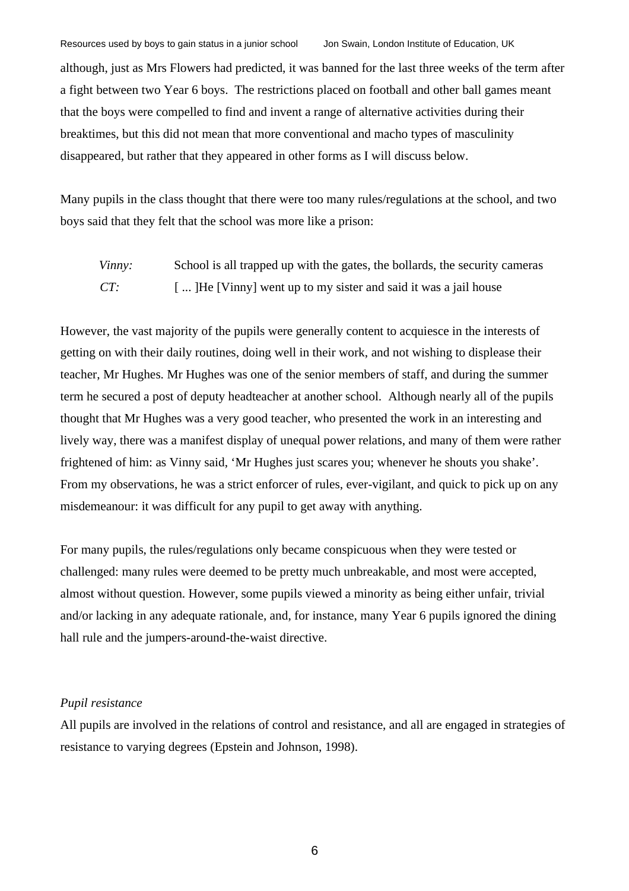although, just as Mrs Flowers had predicted, it was banned for the last three weeks of the term after a fight between two Year 6 boys. The restrictions placed on football and other ball games meant that the boys were compelled to find and invent a range of alternative activities during their breaktimes, but this did not mean that more conventional and macho types of masculinity disappeared, but rather that they appeared in other forms as I will discuss below.

Many pupils in the class thought that there were too many rules/regulations at the school, and two boys said that they felt that the school was more like a prison:

> *Vinny:* School is all trapped up with the gates, the bollards, the security cameras
>
> *CT:* [ ... ]He [Vinny] went up to my sister and said it was a jail house

However, the vast majority of the pupils were generally content to acquiesce in the interests of getting on with their daily routines, doing well in their work, and not wishing to displease their teacher, Mr Hughes. Mr Hughes was one of the senior members of staff, and during the summer term he secured a post of deputy headteacher at another school. Although nearly all of the pupils thought that Mr Hughes was a very good teacher, who presented the work in an interesting and lively way, there was a manifest display of unequal power relations, and many of them were rather frightened of him: as Vinny said, 'Mr Hughes just scares you; whenever he shouts you shake'. From my observations, he was a strict enforcer of rules, ever-vigilant, and quick to pick up on any misdemeanour: it was difficult for any pupil to get away with anything.

For many pupils, the rules/regulations only became conspicuous when they were tested or challenged: many rules were deemed to be pretty much unbreakable, and most were accepted, almost without question. However, some pupils viewed a minority as being either unfair, trivial and/or lacking in any adequate rationale, and, for instance, many Year 6 pupils ignored the dining hall rule and the jumpers-around-the-waist directive.

*Pupil resistance*

All pupils are involved in the relations of control and resistance, and all are engaged in strategies of resistance to varying degrees (Epstein and Johnson, 1998).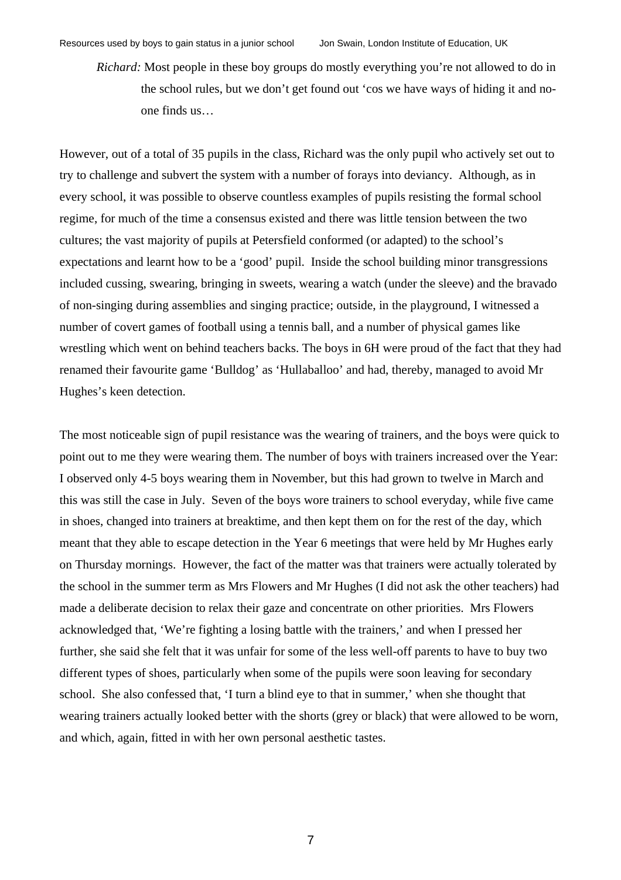> *Richard:* Most people in these boy groups do mostly everything you're not allowed to do in the school rules, but we don't get found out 'cos we have ways of hiding it and no-one finds us…

However, out of a total of 35 pupils in the class, Richard was the only pupil who actively set out to try to challenge and subvert the system with a number of forays into deviancy. Although, as in every school, it was possible to observe countless examples of pupils resisting the formal school regime, for much of the time a consensus existed and there was little tension between the two cultures; the vast majority of pupils at Petersfield conformed (or adapted) to the school's expectations and learnt how to be a 'good' pupil. Inside the school building minor transgressions included cussing, swearing, bringing in sweets, wearing a watch (under the sleeve) and the bravado of non-singing during assemblies and singing practice; outside, in the playground, I witnessed a number of covert games of football using a tennis ball, and a number of physical games like wrestling which went on behind teachers backs. The boys in 6H were proud of the fact that they had renamed their favourite game 'Bulldog' as 'Hullaballoo' and had, thereby, managed to avoid Mr Hughes's keen detection.

The most noticeable sign of pupil resistance was the wearing of trainers, and the boys were quick to point out to me they were wearing them. The number of boys with trainers increased over the Year: I observed only 4-5 boys wearing them in November, but this had grown to twelve in March and this was still the case in July. Seven of the boys wore trainers to school everyday, while five came in shoes, changed into trainers at breaktime, and then kept them on for the rest of the day, which meant that they able to escape detection in the Year 6 meetings that were held by Mr Hughes early on Thursday mornings. However, the fact of the matter was that trainers were actually tolerated by the school in the summer term as Mrs Flowers and Mr Hughes (I did not ask the other teachers) had made a deliberate decision to relax their gaze and concentrate on other priorities. Mrs Flowers acknowledged that, 'We're fighting a losing battle with the trainers,' and when I pressed her further, she said she felt that it was unfair for some of the less well-off parents to have to buy two different types of shoes, particularly when some of the pupils were soon leaving for secondary school. She also confessed that, 'I turn a blind eye to that in summer,' when she thought that wearing trainers actually looked better with the shorts (grey or black) that were allowed to be worn, and which, again, fitted in with her own personal aesthetic tastes.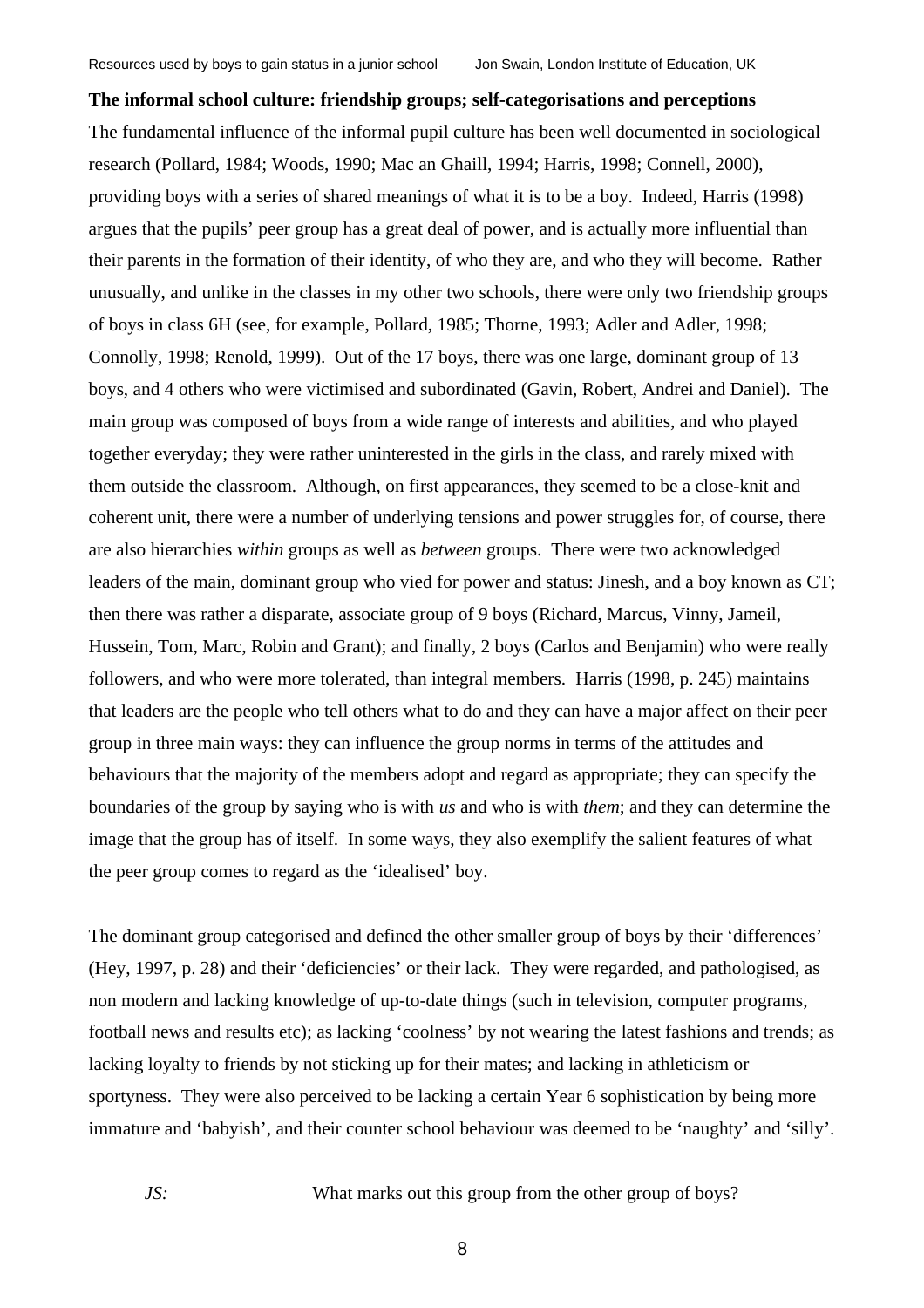**The informal school culture: friendship groups; self-categorisations and perceptions**

The fundamental influence of the informal pupil culture has been well documented in sociological research (Pollard, 1984; Woods, 1990; Mac an Ghaill, 1994; Harris, 1998; Connell, 2000), providing boys with a series of shared meanings of what it is to be a boy. Indeed, Harris (1998) argues that the pupils' peer group has a great deal of power, and is actually more influential than their parents in the formation of their identity, of who they are, and who they will become. Rather unusually, and unlike in the classes in my other two schools, there were only two friendship groups of boys in class 6H (see, for example, Pollard, 1985; Thorne, 1993; Adler and Adler, 1998; Connolly, 1998; Renold, 1999). Out of the 17 boys, there was one large, dominant group of 13 boys, and 4 others who were victimised and subordinated (Gavin, Robert, Andrei and Daniel). The main group was composed of boys from a wide range of interests and abilities, and who played together everyday; they were rather uninterested in the girls in the class, and rarely mixed with them outside the classroom. Although, on first appearances, they seemed to be a close-knit and coherent unit, there were a number of underlying tensions and power struggles for, of course, there are also hierarchies *within* groups as well as *between* groups. There were two acknowledged leaders of the main, dominant group who vied for power and status: Jinesh, and a boy known as CT; then there was rather a disparate, associate group of 9 boys (Richard, Marcus, Vinny, Jameil, Hussein, Tom, Marc, Robin and Grant); and finally, 2 boys (Carlos and Benjamin) who were really followers, and who were more tolerated, than integral members. Harris (1998, p. 245) maintains that leaders are the people who tell others what to do and they can have a major affect on their peer group in three main ways: they can influence the group norms in terms of the attitudes and behaviours that the majority of the members adopt and regard as appropriate; they can specify the boundaries of the group by saying who is with *us* and who is with *them*; and they can determine the image that the group has of itself. In some ways, they also exemplify the salient features of what the peer group comes to regard as the 'idealised' boy.

The dominant group categorised and defined the other smaller group of boys by their 'differences' (Hey, 1997, p. 28) and their 'deficiencies' or their lack. They were regarded, and pathologised, as non modern and lacking knowledge of up-to-date things (such in television, computer programs, football news and results etc); as lacking 'coolness' by not wearing the latest fashions and trends; as lacking loyalty to friends by not sticking up for their mates; and lacking in athleticism or sportyness. They were also perceived to be lacking a certain Year 6 sophistication by being more immature and 'babyish', and their counter school behaviour was deemed to be 'naughty' and 'silly'.

*JS:* What marks out this group from the other group of boys?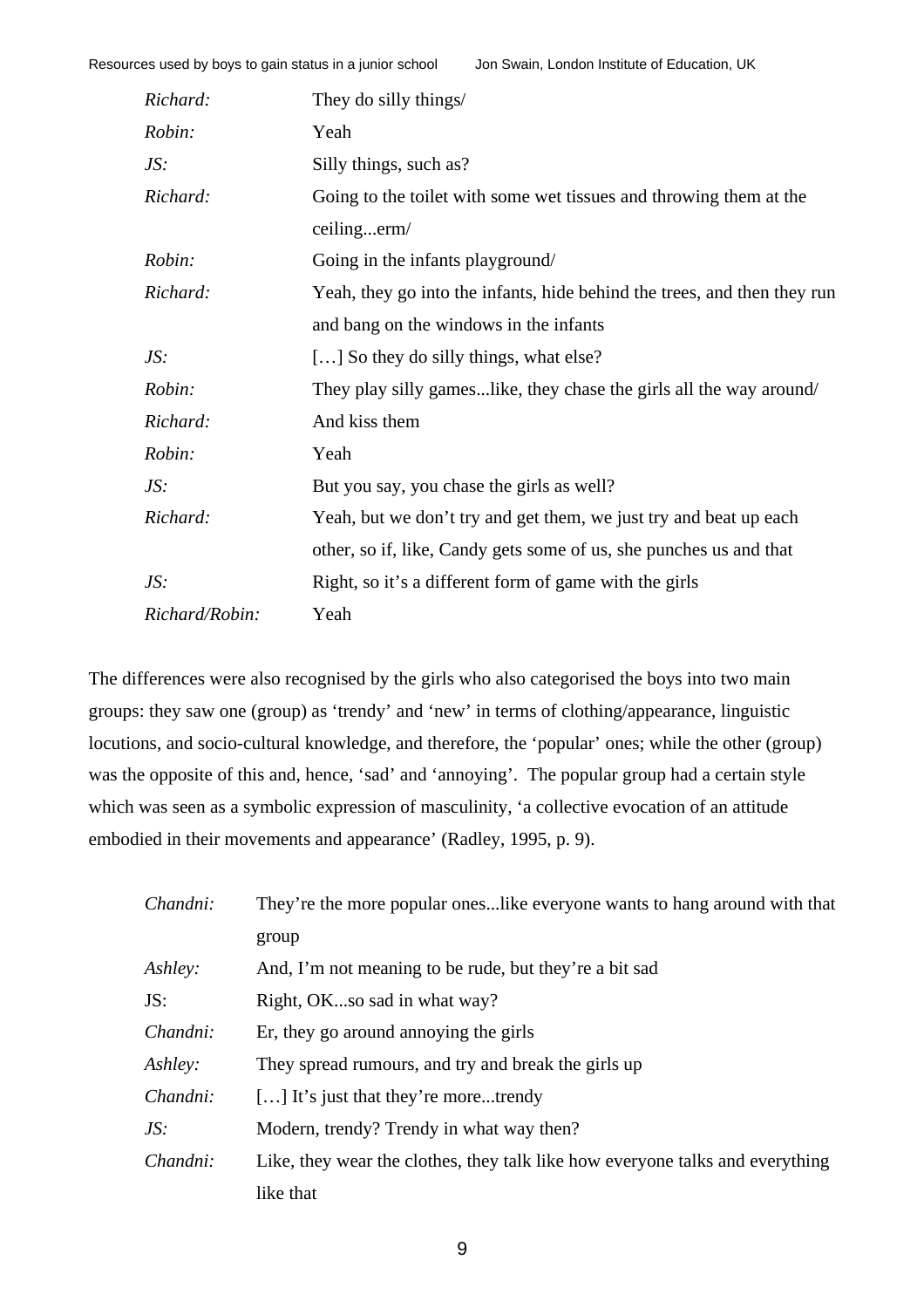| | |
|---|---|
| *Richard:* | They do silly things/ |
| *Robin:* | Yeah |
| *JS:* | Silly things, such as? |
| *Richard:* | Going to the toilet with some wet tissues and throwing them at the ceiling...erm/ |
| *Robin:* | Going in the infants playground/ |
| *Richard:* | Yeah, they go into the infants, hide behind the trees, and then they run and bang on the windows in the infants |
| *JS:* | […] So they do silly things, what else? |
| *Robin:* | They play silly games...like, they chase the girls all the way around/ |
| *Richard:* | And kiss them |
| *Robin:* | Yeah |
| *JS:* | But you say, you chase the girls as well? |
| *Richard:* | Yeah, but we don't try and get them, we just try and beat up each other, so if, like, Candy gets some of us, she punches us and that |
| *JS:* | Right, so it's a different form of game with the girls |
| *Richard/Robin:* | Yeah |

The differences were also recognised by the girls who also categorised the boys into two main groups: they saw one (group) as 'trendy' and 'new' in terms of clothing/appearance, linguistic locutions, and socio-cultural knowledge, and therefore, the 'popular' ones; while the other (group) was the opposite of this and, hence, 'sad' and 'annoying'. The popular group had a certain style which was seen as a symbolic expression of masculinity, 'a collective evocation of an attitude embodied in their movements and appearance' (Radley, 1995, p. 9).

| | |
|---|---|
| *Chandni:* | They're the more popular ones...like everyone wants to hang around with that group |
| *Ashley:* | And, I'm not meaning to be rude, but they're a bit sad |
| JS: | Right, OK...so sad in what way? |
| *Chandni:* | Er, they go around annoying the girls |
| *Ashley:* | They spread rumours, and try and break the girls up |
| *Chandni:* | […] It's just that they're more...trendy |
| *JS:* | Modern, trendy? Trendy in what way then? |
| *Chandni:* | Like, they wear the clothes, they talk like how everyone talks and everything like that |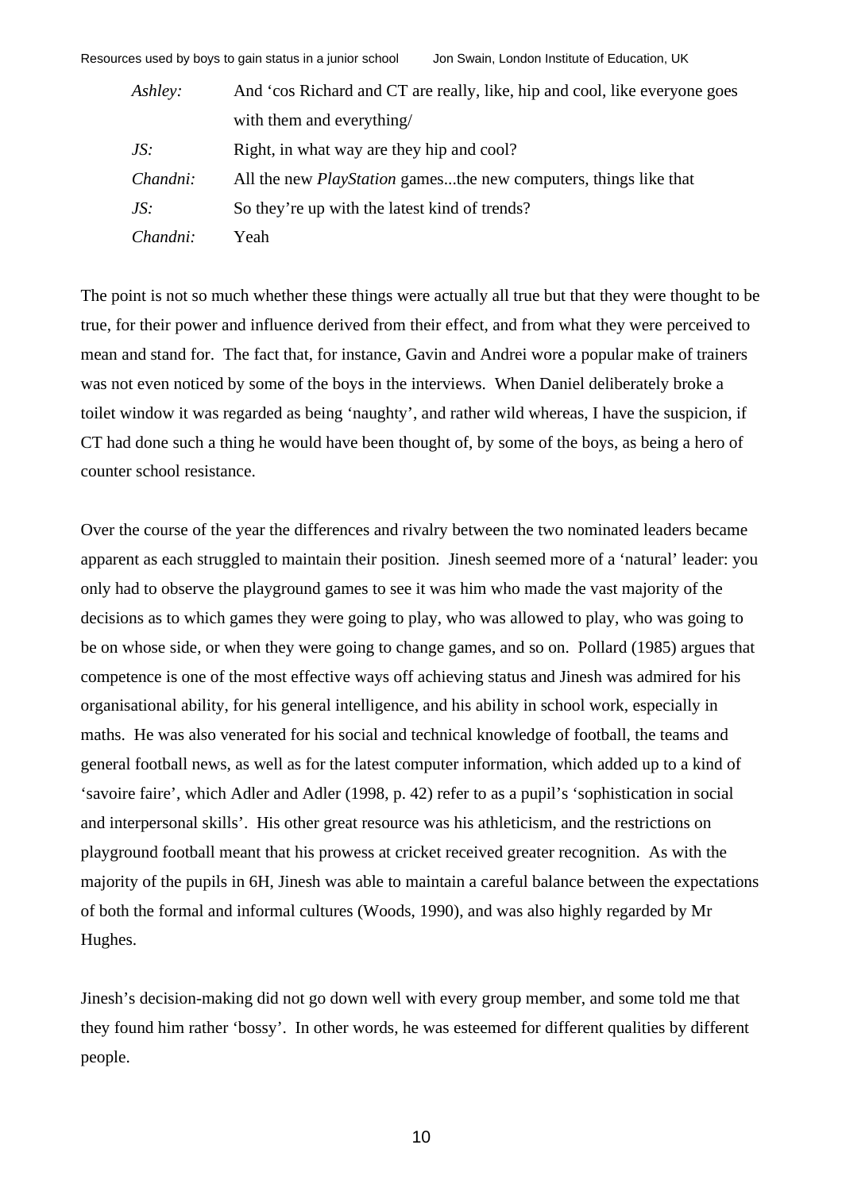| | |
|---|---|
| *Ashley:* | And ‘cos Richard and CT are really, like, hip and cool, like everyone goes with them and everything/ |
| *JS:* | Right, in what way are they hip and cool? |
| *Chandni:* | All the new *PlayStation* games...the new computers, things like that |
| *JS:* | So they’re up with the latest kind of trends? |
| *Chandni:* | Yeah |

The point is not so much whether these things were actually all true but that they were thought to be true, for their power and influence derived from their effect, and from what they were perceived to mean and stand for. The fact that, for instance, Gavin and Andrei wore a popular make of trainers was not even noticed by some of the boys in the interviews. When Daniel deliberately broke a toilet window it was regarded as being ‘naughty’, and rather wild whereas, I have the suspicion, if CT had done such a thing he would have been thought of, by some of the boys, as being a hero of counter school resistance.

Over the course of the year the differences and rivalry between the two nominated leaders became apparent as each struggled to maintain their position. Jinesh seemed more of a ‘natural’ leader: you only had to observe the playground games to see it was him who made the vast majority of the decisions as to which games they were going to play, who was allowed to play, who was going to be on whose side, or when they were going to change games, and so on. Pollard (1985) argues that competence is one of the most effective ways off achieving status and Jinesh was admired for his organisational ability, for his general intelligence, and his ability in school work, especially in maths. He was also venerated for his social and technical knowledge of football, the teams and general football news, as well as for the latest computer information, which added up to a kind of ‘savoire faire’, which Adler and Adler (1998, p. 42) refer to as a pupil’s ‘sophistication in social and interpersonal skills’. His other great resource was his athleticism, and the restrictions on playground football meant that his prowess at cricket received greater recognition. As with the majority of the pupils in 6H, Jinesh was able to maintain a careful balance between the expectations of both the formal and informal cultures (Woods, 1990), and was also highly regarded by Mr Hughes.

Jinesh’s decision-making did not go down well with every group member, and some told me that they found him rather ‘bossy’. In other words, he was esteemed for different qualities by different people.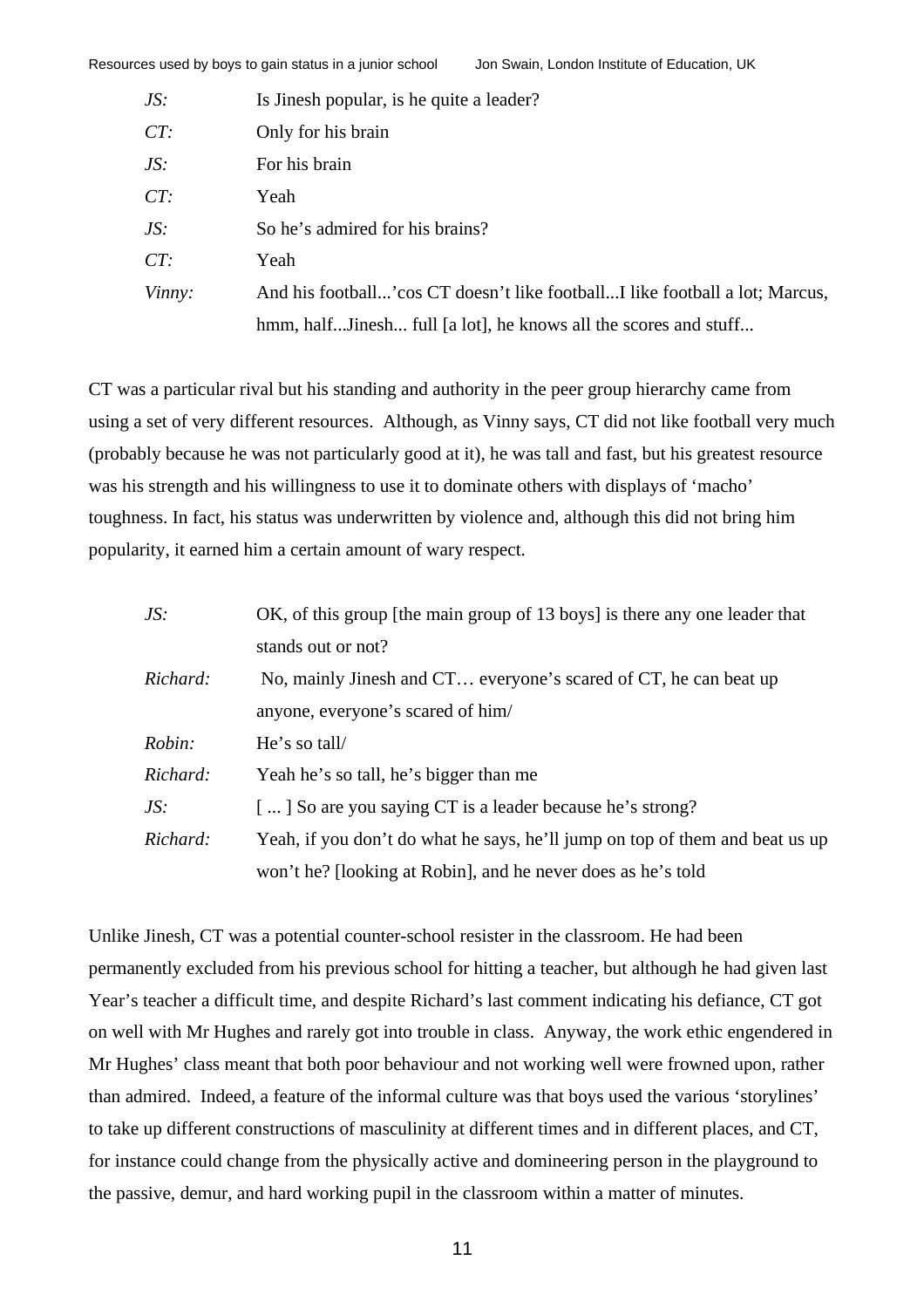| | |
|---|---|
| *JS:* | Is Jinesh popular, is he quite a leader? |
| *CT:* | Only for his brain |
| *JS:* | For his brain |
| *CT:* | Yeah |
| *JS:* | So he's admired for his brains? |
| *CT:* | Yeah |
| *Vinny:* | And his football...'cos CT doesn't like football...I like football a lot; Marcus, hmm, half...Jinesh... full [a lot], he knows all the scores and stuff... |

CT was a particular rival but his standing and authority in the peer group hierarchy came from using a set of very different resources. Although, as Vinny says, CT did not like football very much (probably because he was not particularly good at it), he was tall and fast, but his greatest resource was his strength and his willingness to use it to dominate others with displays of 'macho' toughness. In fact, his status was underwritten by violence and, although this did not bring him popularity, it earned him a certain amount of wary respect.

| | |
|---|---|
| *JS:* | OK, of this group [the main group of 13 boys] is there any one leader that stands out or not? |
| *Richard:* | No, mainly Jinesh and CT… everyone's scared of CT, he can beat up anyone, everyone's scared of him/ |
| *Robin:* | He's so tall/ |
| *Richard:* | Yeah he's so tall, he's bigger than me |
| *JS:* | [ ... ] So are you saying CT is a leader because he's strong? |
| *Richard:* | Yeah, if you don't do what he says, he'll jump on top of them and beat us up won't he? [looking at Robin], and he never does as he's told |

Unlike Jinesh, CT was a potential counter-school resister in the classroom. He had been permanently excluded from his previous school for hitting a teacher, but although he had given last Year's teacher a difficult time, and despite Richard's last comment indicating his defiance, CT got on well with Mr Hughes and rarely got into trouble in class. Anyway, the work ethic engendered in Mr Hughes' class meant that both poor behaviour and not working well were frowned upon, rather than admired. Indeed, a feature of the informal culture was that boys used the various 'storylines' to take up different constructions of masculinity at different times and in different places, and CT, for instance could change from the physically active and domineering person in the playground to the passive, demur, and hard working pupil in the classroom within a matter of minutes.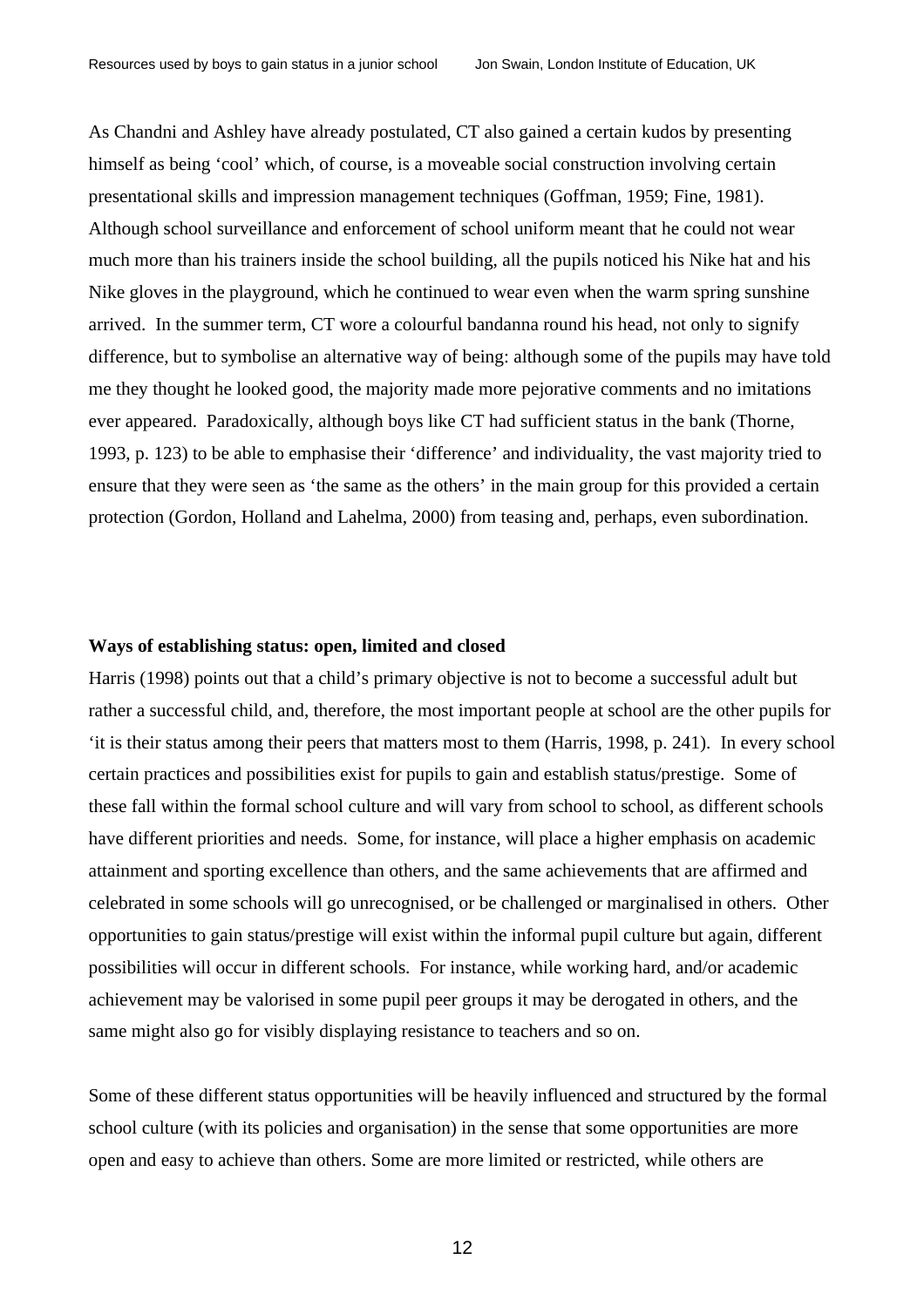As Chandni and Ashley have already postulated, CT also gained a certain kudos by presenting himself as being 'cool' which, of course, is a moveable social construction involving certain presentational skills and impression management techniques (Goffman, 1959; Fine, 1981). Although school surveillance and enforcement of school uniform meant that he could not wear much more than his trainers inside the school building, all the pupils noticed his Nike hat and his Nike gloves in the playground, which he continued to wear even when the warm spring sunshine arrived. In the summer term, CT wore a colourful bandanna round his head, not only to signify difference, but to symbolise an alternative way of being: although some of the pupils may have told me they thought he looked good, the majority made more pejorative comments and no imitations ever appeared. Paradoxically, although boys like CT had sufficient status in the bank (Thorne, 1993, p. 123) to be able to emphasise their 'difference' and individuality, the vast majority tried to ensure that they were seen as 'the same as the others' in the main group for this provided a certain protection (Gordon, Holland and Lahelma, 2000) from teasing and, perhaps, even subordination.

**Ways of establishing status: open, limited and closed**

Harris (1998) points out that a child's primary objective is not to become a successful adult but rather a successful child, and, therefore, the most important people at school are the other pupils for 'it is their status among their peers that matters most to them (Harris, 1998, p. 241). In every school certain practices and possibilities exist for pupils to gain and establish status/prestige. Some of these fall within the formal school culture and will vary from school to school, as different schools have different priorities and needs. Some, for instance, will place a higher emphasis on academic attainment and sporting excellence than others, and the same achievements that are affirmed and celebrated in some schools will go unrecognised, or be challenged or marginalised in others. Other opportunities to gain status/prestige will exist within the informal pupil culture but again, different possibilities will occur in different schools. For instance, while working hard, and/or academic achievement may be valorised in some pupil peer groups it may be derogated in others, and the same might also go for visibly displaying resistance to teachers and so on.

Some of these different status opportunities will be heavily influenced and structured by the formal school culture (with its policies and organisation) in the sense that some opportunities are more open and easy to achieve than others. Some are more limited or restricted, while others are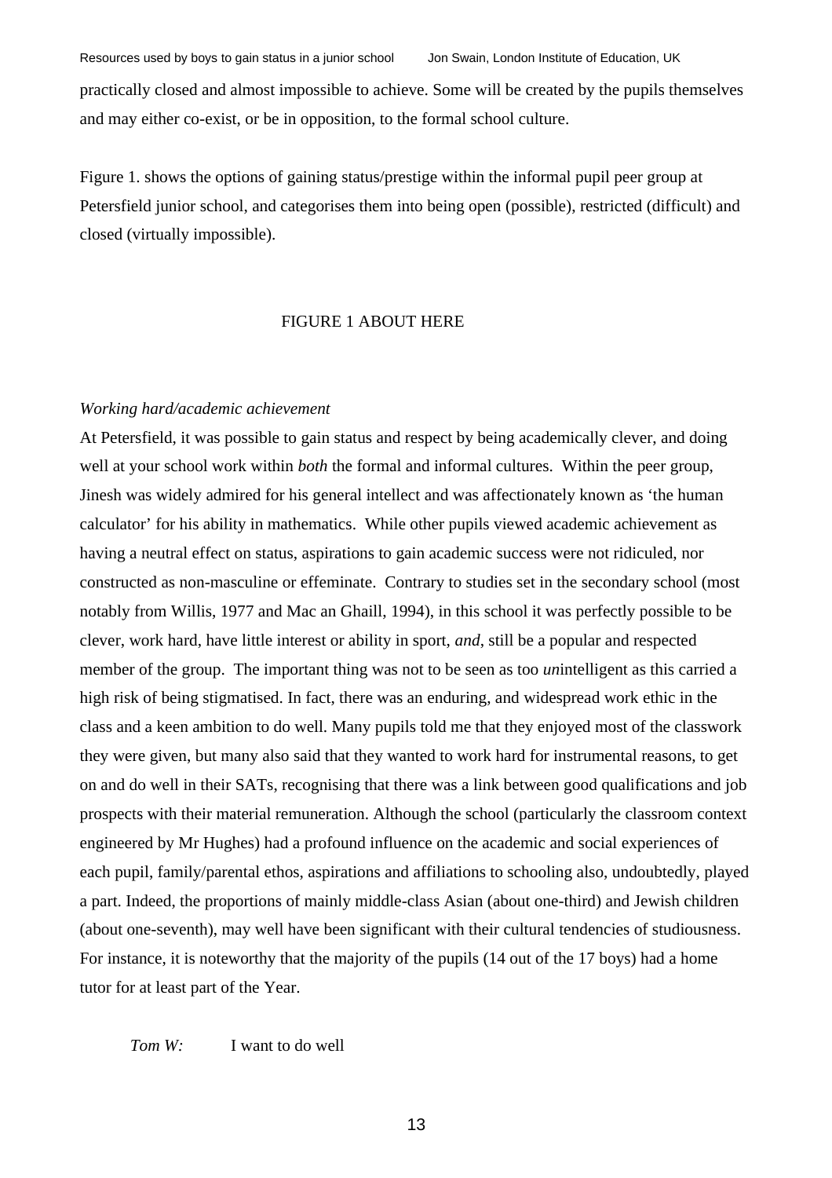practically closed and almost impossible to achieve. Some will be created by the pupils themselves and may either co-exist, or be in opposition, to the formal school culture.

Figure 1. shows the options of gaining status/prestige within the informal pupil peer group at Petersfield junior school, and categorises them into being open (possible), restricted (difficult) and closed (virtually impossible).

FIGURE 1 ABOUT HERE

*Working hard/academic achievement*

At Petersfield, it was possible to gain status and respect by being academically clever, and doing well at your school work within *both* the formal and informal cultures. Within the peer group, Jinesh was widely admired for his general intellect and was affectionately known as 'the human calculator' for his ability in mathematics. While other pupils viewed academic achievement as having a neutral effect on status, aspirations to gain academic success were not ridiculed, nor constructed as non-masculine or effeminate. Contrary to studies set in the secondary school (most notably from Willis, 1977 and Mac an Ghaill, 1994), in this school it was perfectly possible to be clever, work hard, have little interest or ability in sport, *and*, still be a popular and respected member of the group. The important thing was not to be seen as too *un*intelligent as this carried a high risk of being stigmatised. In fact, there was an enduring, and widespread work ethic in the class and a keen ambition to do well. Many pupils told me that they enjoyed most of the classwork they were given, but many also said that they wanted to work hard for instrumental reasons, to get on and do well in their SATs, recognising that there was a link between good qualifications and job prospects with their material remuneration. Although the school (particularly the classroom context engineered by Mr Hughes) had a profound influence on the academic and social experiences of each pupil, family/parental ethos, aspirations and affiliations to schooling also, undoubtedly, played a part. Indeed, the proportions of mainly middle-class Asian (about one-third) and Jewish children (about one-seventh), may well have been significant with their cultural tendencies of studiousness. For instance, it is noteworthy that the majority of the pupils (14 out of the 17 boys) had a home tutor for at least part of the Year.

*Tom W:* I want to do well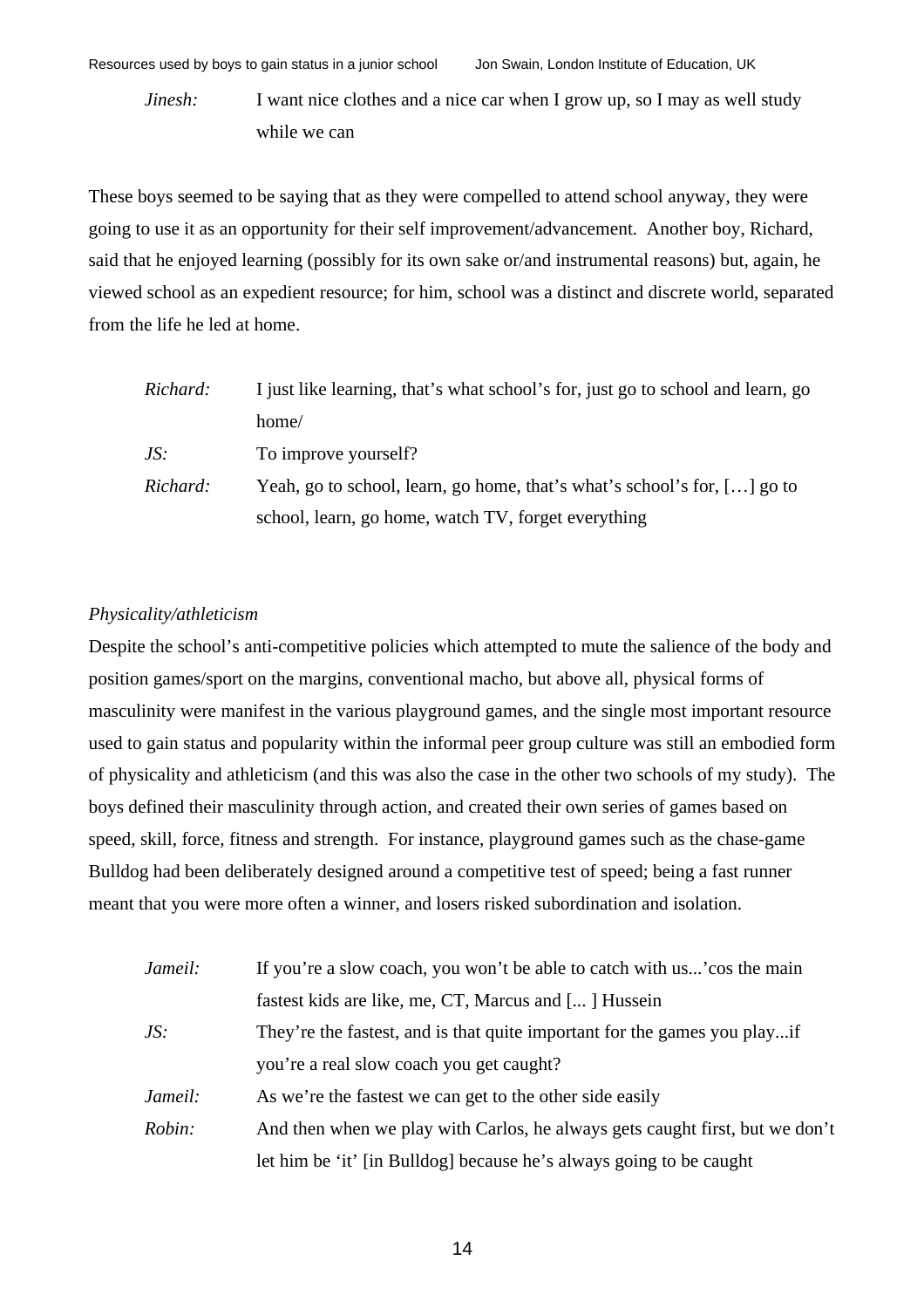*Jinesh:* I want nice clothes and a nice car when I grow up, so I may as well study while we can

These boys seemed to be saying that as they were compelled to attend school anyway, they were going to use it as an opportunity for their self improvement/advancement. Another boy, Richard, said that he enjoyed learning (possibly for its own sake or/and instrumental reasons) but, again, he viewed school as an expedient resource; for him, school was a distinct and discrete world, separated from the life he led at home.

*Richard:* I just like learning, that's what school's for, just go to school and learn, go home/

*JS:* To improve yourself?

*Richard:* Yeah, go to school, learn, go home, that's what school's for, […] go to school, learn, go home, watch TV, forget everything

*Physicality/athleticism*

Despite the school's anti-competitive policies which attempted to mute the salience of the body and position games/sport on the margins, conventional macho, but above all, physical forms of masculinity were manifest in the various playground games, and the single most important resource used to gain status and popularity within the informal peer group culture was still an embodied form of physicality and athleticism (and this was also the case in the other two schools of my study). The boys defined their masculinity through action, and created their own series of games based on speed, skill, force, fitness and strength. For instance, playground games such as the chase-game Bulldog had been deliberately designed around a competitive test of speed; being a fast runner meant that you were more often a winner, and losers risked subordination and isolation.

*Jameil:* If you're a slow coach, you won't be able to catch with us...'cos the main fastest kids are like, me, CT, Marcus and [... ] Hussein

*JS:* They're the fastest, and is that quite important for the games you play...if you're a real slow coach you get caught?

*Jameil:* As we're the fastest we can get to the other side easily

*Robin:* And then when we play with Carlos, he always gets caught first, but we don't let him be 'it' [in Bulldog] because he's always going to be caught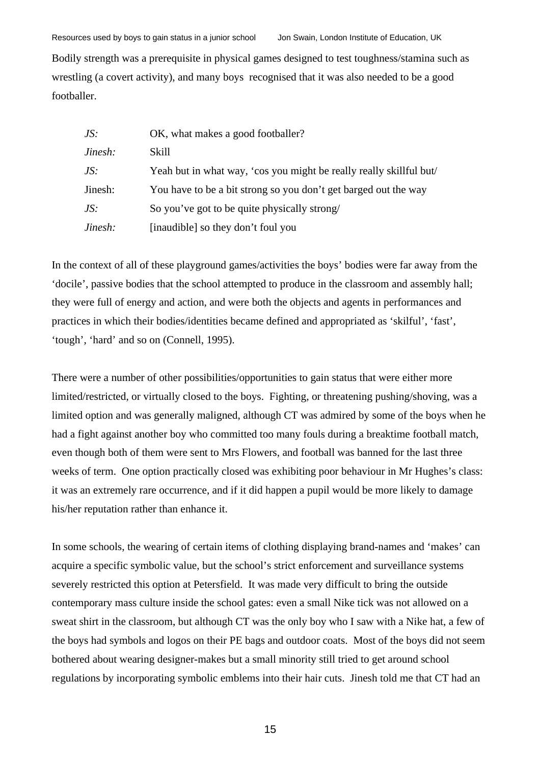Bodily strength was a prerequisite in physical games designed to test toughness/stamina such as wrestling (a covert activity), and many boys recognised that it was also needed to be a good footballer.

| | |
|---|---|
| *JS:* | OK, what makes a good footballer? |
| *Jinesh:* | Skill |
| *JS:* | Yeah but in what way, 'cos you might be really really skillful but/ |
| Jinesh: | You have to be a bit strong so you don't get barged out the way |
| *JS:* | So you've got to be quite physically strong/ |
| *Jinesh:* | [inaudible] so they don't foul you |

In the context of all of these playground games/activities the boys' bodies were far away from the 'docile', passive bodies that the school attempted to produce in the classroom and assembly hall; they were full of energy and action, and were both the objects and agents in performances and practices in which their bodies/identities became defined and appropriated as 'skilful', 'fast', 'tough', 'hard' and so on (Connell, 1995).

There were a number of other possibilities/opportunities to gain status that were either more limited/restricted, or virtually closed to the boys. Fighting, or threatening pushing/shoving, was a limited option and was generally maligned, although CT was admired by some of the boys when he had a fight against another boy who committed too many fouls during a breaktime football match, even though both of them were sent to Mrs Flowers, and football was banned for the last three weeks of term. One option practically closed was exhibiting poor behaviour in Mr Hughes's class: it was an extremely rare occurrence, and if it did happen a pupil would be more likely to damage his/her reputation rather than enhance it.

In some schools, the wearing of certain items of clothing displaying brand-names and 'makes' can acquire a specific symbolic value, but the school's strict enforcement and surveillance systems severely restricted this option at Petersfield. It was made very difficult to bring the outside contemporary mass culture inside the school gates: even a small Nike tick was not allowed on a sweat shirt in the classroom, but although CT was the only boy who I saw with a Nike hat, a few of the boys had symbols and logos on their PE bags and outdoor coats. Most of the boys did not seem bothered about wearing designer-makes but a small minority still tried to get around school regulations by incorporating symbolic emblems into their hair cuts. Jinesh told me that CT had an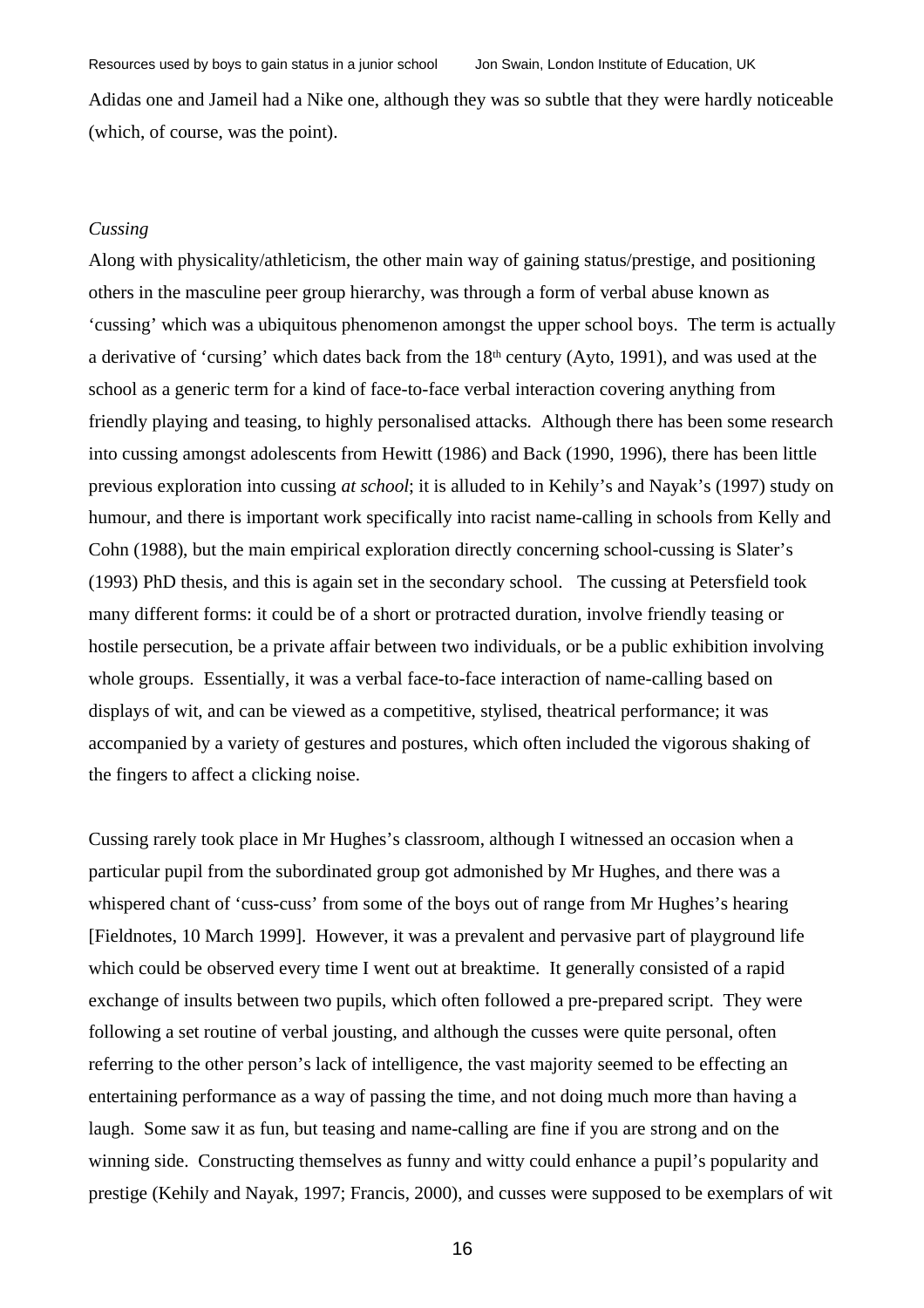Adidas one and Jameil had a Nike one, although they was so subtle that they were hardly noticeable (which, of course, was the point).

*Cussing*

Along with physicality/athleticism, the other main way of gaining status/prestige, and positioning others in the masculine peer group hierarchy, was through a form of verbal abuse known as 'cussing' which was a ubiquitous phenomenon amongst the upper school boys. The term is actually a derivative of 'cursing' which dates back from the 18th century (Ayto, 1991), and was used at the school as a generic term for a kind of face-to-face verbal interaction covering anything from friendly playing and teasing, to highly personalised attacks. Although there has been some research into cussing amongst adolescents from Hewitt (1986) and Back (1990, 1996), there has been little previous exploration into cussing *at school*; it is alluded to in Kehily's and Nayak's (1997) study on humour, and there is important work specifically into racist name-calling in schools from Kelly and Cohn (1988), but the main empirical exploration directly concerning school-cussing is Slater's (1993) PhD thesis, and this is again set in the secondary school. The cussing at Petersfield took many different forms: it could be of a short or protracted duration, involve friendly teasing or hostile persecution, be a private affair between two individuals, or be a public exhibition involving whole groups. Essentially, it was a verbal face-to-face interaction of name-calling based on displays of wit, and can be viewed as a competitive, stylised, theatrical performance; it was accompanied by a variety of gestures and postures, which often included the vigorous shaking of the fingers to affect a clicking noise.

Cussing rarely took place in Mr Hughes's classroom, although I witnessed an occasion when a particular pupil from the subordinated group got admonished by Mr Hughes, and there was a whispered chant of 'cuss-cuss' from some of the boys out of range from Mr Hughes's hearing [Fieldnotes, 10 March 1999]. However, it was a prevalent and pervasive part of playground life which could be observed every time I went out at breaktime. It generally consisted of a rapid exchange of insults between two pupils, which often followed a pre-prepared script. They were following a set routine of verbal jousting, and although the cusses were quite personal, often referring to the other person's lack of intelligence, the vast majority seemed to be effecting an entertaining performance as a way of passing the time, and not doing much more than having a laugh. Some saw it as fun, but teasing and name-calling are fine if you are strong and on the winning side. Constructing themselves as funny and witty could enhance a pupil's popularity and prestige (Kehily and Nayak, 1997; Francis, 2000), and cusses were supposed to be exemplars of wit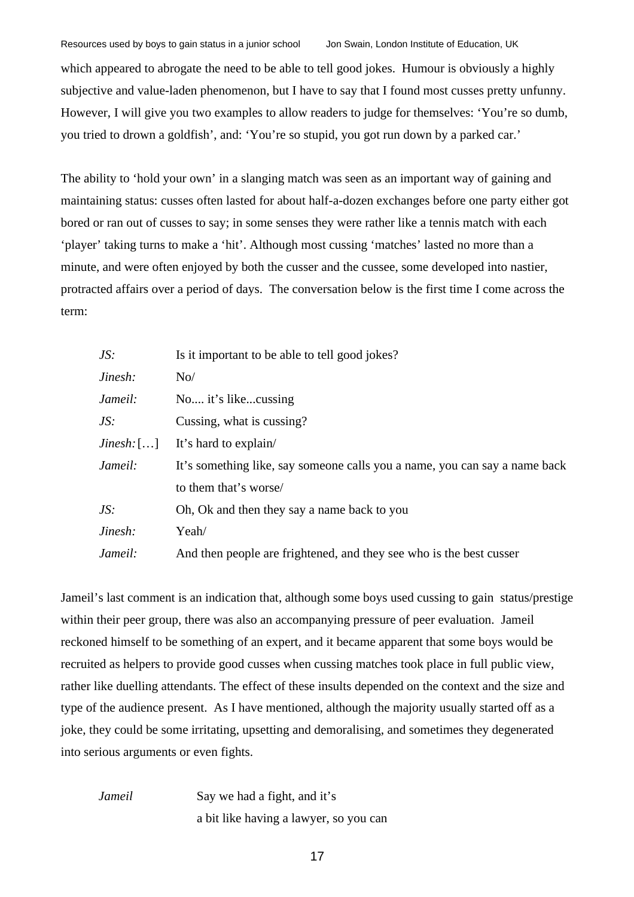which appeared to abrogate the need to be able to tell good jokes. Humour is obviously a highly subjective and value-laden phenomenon, but I have to say that I found most cusses pretty unfunny. However, I will give you two examples to allow readers to judge for themselves: 'You're so dumb, you tried to drown a goldfish', and: 'You're so stupid, you got run down by a parked car.'

The ability to 'hold your own' in a slanging match was seen as an important way of gaining and maintaining status: cusses often lasted for about half-a-dozen exchanges before one party either got bored or ran out of cusses to say; in some senses they were rather like a tennis match with each 'player' taking turns to make a 'hit'. Although most cussing 'matches' lasted no more than a minute, and were often enjoyed by both the cusser and the cussee, some developed into nastier, protracted affairs over a period of days. The conversation below is the first time I come across the term:

| | |
|---|---|
| *JS:* | Is it important to be able to tell good jokes? |
| *Jinesh:* | No/ |
| *Jameil:* | No.... it's like...cussing |
| *JS:* | Cussing, what is cussing? |
| *Jinesh:* […] | It's hard to explain/ |
| *Jameil:* | It's something like, say someone calls you a name, you can say a name back to them that's worse/ |
| *JS:* | Oh, Ok and then they say a name back to you |
| *Jinesh:* | Yeah/ |
| *Jameil:* | And then people are frightened, and they see who is the best cusser |

Jameil's last comment is an indication that, although some boys used cussing to gain status/prestige within their peer group, there was also an accompanying pressure of peer evaluation. Jameil reckoned himself to be something of an expert, and it became apparent that some boys would be recruited as helpers to provide good cusses when cussing matches took place in full public view, rather like duelling attendants. The effect of these insults depended on the context and the size and type of the audience present. As I have mentioned, although the majority usually started off as a joke, they could be some irritating, upsetting and demoralising, and sometimes they degenerated into serious arguments or even fights.

| | |
|---|---|
| *Jameil* | Say we had a fight, and it's<br>a bit like having a lawyer, so you can |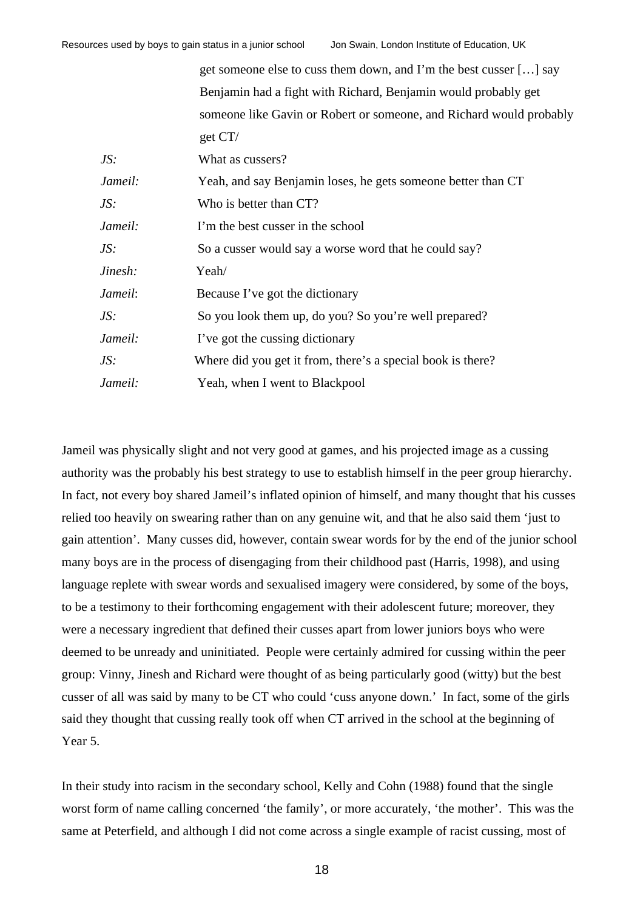get someone else to cuss them down, and I'm the best cusser […] say Benjamin had a fight with Richard, Benjamin would probably get someone like Gavin or Robert or someone, and Richard would probably get CT/

| | |
|---|---|
| *JS:* | What as cussers? |
| *Jameil:* | Yeah, and say Benjamin loses, he gets someone better than CT |
| *JS:* | Who is better than CT? |
| *Jameil:* | I'm the best cusser in the school |
| *JS:* | So a cusser would say a worse word that he could say? |
| *Jinesh:* | Yeah/ |
| *Jameil*: | Because I've got the dictionary |
| *JS:* | So you look them up, do you? So you're well prepared? |
| *Jameil:* | I've got the cussing dictionary |
| *JS:* | Where did you get it from, there's a special book is there? |
| *Jameil:* | Yeah, when I went to Blackpool |

Jameil was physically slight and not very good at games, and his projected image as a cussing authority was the probably his best strategy to use to establish himself in the peer group hierarchy. In fact, not every boy shared Jameil's inflated opinion of himself, and many thought that his cusses relied too heavily on swearing rather than on any genuine wit, and that he also said them 'just to gain attention'. Many cusses did, however, contain swear words for by the end of the junior school many boys are in the process of disengaging from their childhood past (Harris, 1998), and using language replete with swear words and sexualised imagery were considered, by some of the boys, to be a testimony to their forthcoming engagement with their adolescent future; moreover, they were a necessary ingredient that defined their cusses apart from lower juniors boys who were deemed to be unready and uninitiated. People were certainly admired for cussing within the peer group: Vinny, Jinesh and Richard were thought of as being particularly good (witty) but the best cusser of all was said by many to be CT who could 'cuss anyone down.' In fact, some of the girls said they thought that cussing really took off when CT arrived in the school at the beginning of Year 5.

In their study into racism in the secondary school, Kelly and Cohn (1988) found that the single worst form of name calling concerned 'the family', or more accurately, 'the mother'. This was the same at Peterfield, and although I did not come across a single example of racist cussing, most of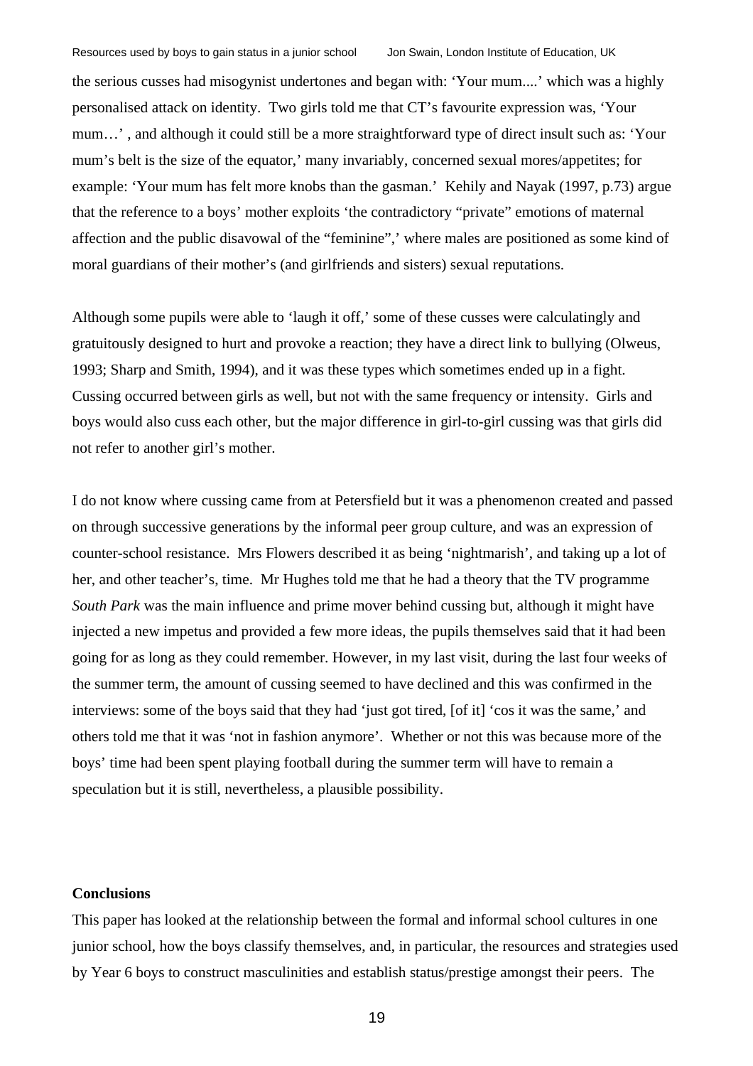the serious cusses had misogynist undertones and began with: 'Your mum....' which was a highly personalised attack on identity. Two girls told me that CT's favourite expression was, 'Your mum…' , and although it could still be a more straightforward type of direct insult such as: 'Your mum's belt is the size of the equator,' many invariably, concerned sexual mores/appetites; for example: 'Your mum has felt more knobs than the gasman.' Kehily and Nayak (1997, p.73) argue that the reference to a boys' mother exploits 'the contradictory "private" emotions of maternal affection and the public disavowal of the "feminine",' where males are positioned as some kind of moral guardians of their mother's (and girlfriends and sisters) sexual reputations.

Although some pupils were able to 'laugh it off,' some of these cusses were calculatingly and gratuitously designed to hurt and provoke a reaction; they have a direct link to bullying (Olweus, 1993; Sharp and Smith, 1994), and it was these types which sometimes ended up in a fight. Cussing occurred between girls as well, but not with the same frequency or intensity. Girls and boys would also cuss each other, but the major difference in girl-to-girl cussing was that girls did not refer to another girl's mother.

I do not know where cussing came from at Petersfield but it was a phenomenon created and passed on through successive generations by the informal peer group culture, and was an expression of counter-school resistance. Mrs Flowers described it as being 'nightmarish', and taking up a lot of her, and other teacher's, time. Mr Hughes told me that he had a theory that the TV programme *South Park* was the main influence and prime mover behind cussing but, although it might have injected a new impetus and provided a few more ideas, the pupils themselves said that it had been going for as long as they could remember. However, in my last visit, during the last four weeks of the summer term, the amount of cussing seemed to have declined and this was confirmed in the interviews: some of the boys said that they had 'just got tired, [of it] 'cos it was the same,' and others told me that it was 'not in fashion anymore'. Whether or not this was because more of the boys' time had been spent playing football during the summer term will have to remain a speculation but it is still, nevertheless, a plausible possibility.

**Conclusions**

This paper has looked at the relationship between the formal and informal school cultures in one junior school, how the boys classify themselves, and, in particular, the resources and strategies used by Year 6 boys to construct masculinities and establish status/prestige amongst their peers. The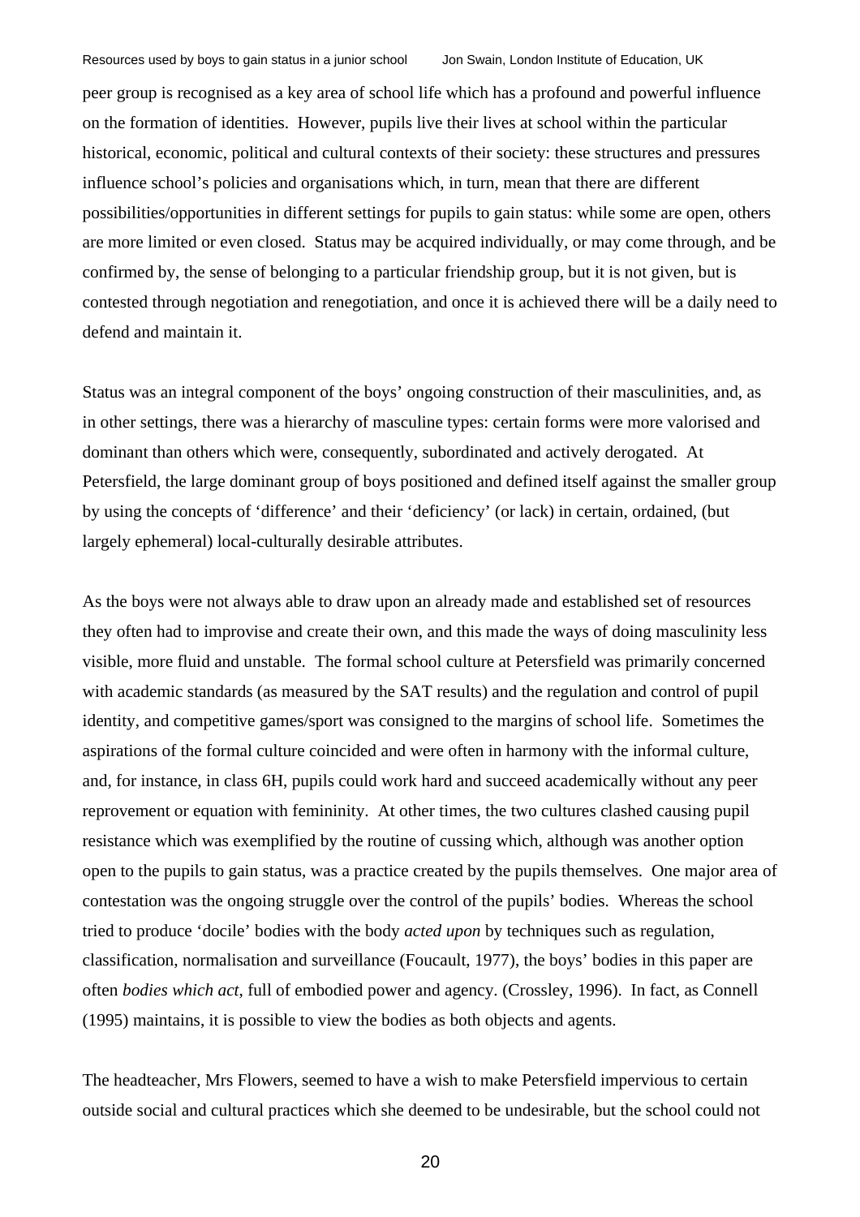peer group is recognised as a key area of school life which has a profound and powerful influence on the formation of identities. However, pupils live their lives at school within the particular historical, economic, political and cultural contexts of their society: these structures and pressures influence school's policies and organisations which, in turn, mean that there are different possibilities/opportunities in different settings for pupils to gain status: while some are open, others are more limited or even closed. Status may be acquired individually, or may come through, and be confirmed by, the sense of belonging to a particular friendship group, but it is not given, but is contested through negotiation and renegotiation, and once it is achieved there will be a daily need to defend and maintain it.

Status was an integral component of the boys' ongoing construction of their masculinities, and, as in other settings, there was a hierarchy of masculine types: certain forms were more valorised and dominant than others which were, consequently, subordinated and actively derogated. At Petersfield, the large dominant group of boys positioned and defined itself against the smaller group by using the concepts of 'difference' and their 'deficiency' (or lack) in certain, ordained, (but largely ephemeral) local-culturally desirable attributes.

As the boys were not always able to draw upon an already made and established set of resources they often had to improvise and create their own, and this made the ways of doing masculinity less visible, more fluid and unstable. The formal school culture at Petersfield was primarily concerned with academic standards (as measured by the SAT results) and the regulation and control of pupil identity, and competitive games/sport was consigned to the margins of school life. Sometimes the aspirations of the formal culture coincided and were often in harmony with the informal culture, and, for instance, in class 6H, pupils could work hard and succeed academically without any peer reprovement or equation with femininity. At other times, the two cultures clashed causing pupil resistance which was exemplified by the routine of cussing which, although was another option open to the pupils to gain status, was a practice created by the pupils themselves. One major area of contestation was the ongoing struggle over the control of the pupils' bodies. Whereas the school tried to produce 'docile' bodies with the body *acted upon* by techniques such as regulation, classification, normalisation and surveillance (Foucault, 1977), the boys' bodies in this paper are often *bodies which act*, full of embodied power and agency. (Crossley, 1996). In fact, as Connell (1995) maintains, it is possible to view the bodies as both objects and agents.

The headteacher, Mrs Flowers, seemed to have a wish to make Petersfield impervious to certain outside social and cultural practices which she deemed to be undesirable, but the school could not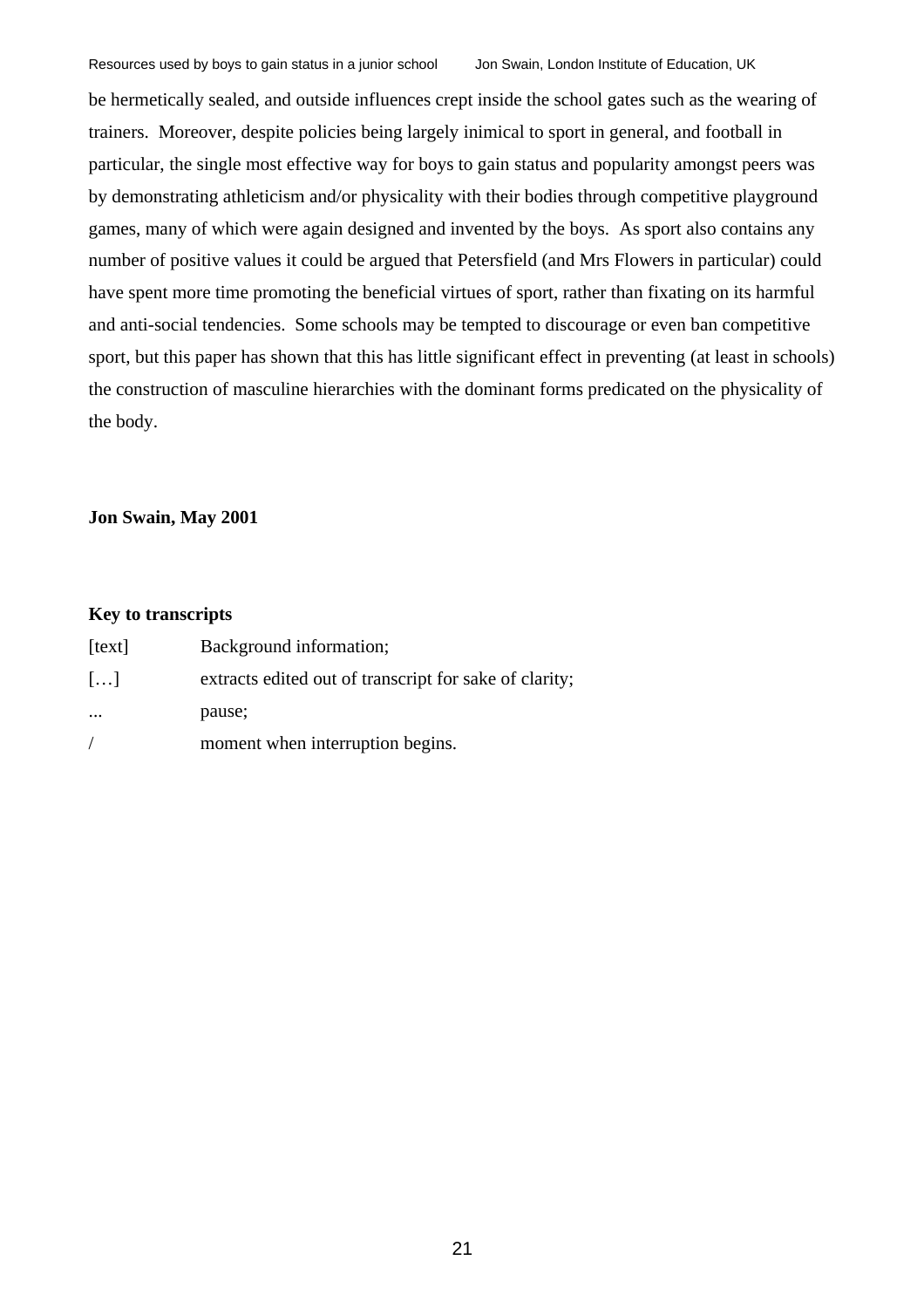be hermetically sealed, and outside influences crept inside the school gates such as the wearing of trainers. Moreover, despite policies being largely inimical to sport in general, and football in particular, the single most effective way for boys to gain status and popularity amongst peers was by demonstrating athleticism and/or physicality with their bodies through competitive playground games, many of which were again designed and invented by the boys. As sport also contains any number of positive values it could be argued that Petersfield (and Mrs Flowers in particular) could have spent more time promoting the beneficial virtues of sport, rather than fixating on its harmful and anti-social tendencies. Some schools may be tempted to discourage or even ban competitive sport, but this paper has shown that this has little significant effect in preventing (at least in schools) the construction of masculine hierarchies with the dominant forms predicated on the physicality of the body.

**Jon Swain, May 2001**

**Key to transcripts**

| | |
|---|---|
| [text] | Background information; |
| […] | extracts edited out of transcript for sake of clarity; |
| ... | pause; |
| / | moment when interruption begins. |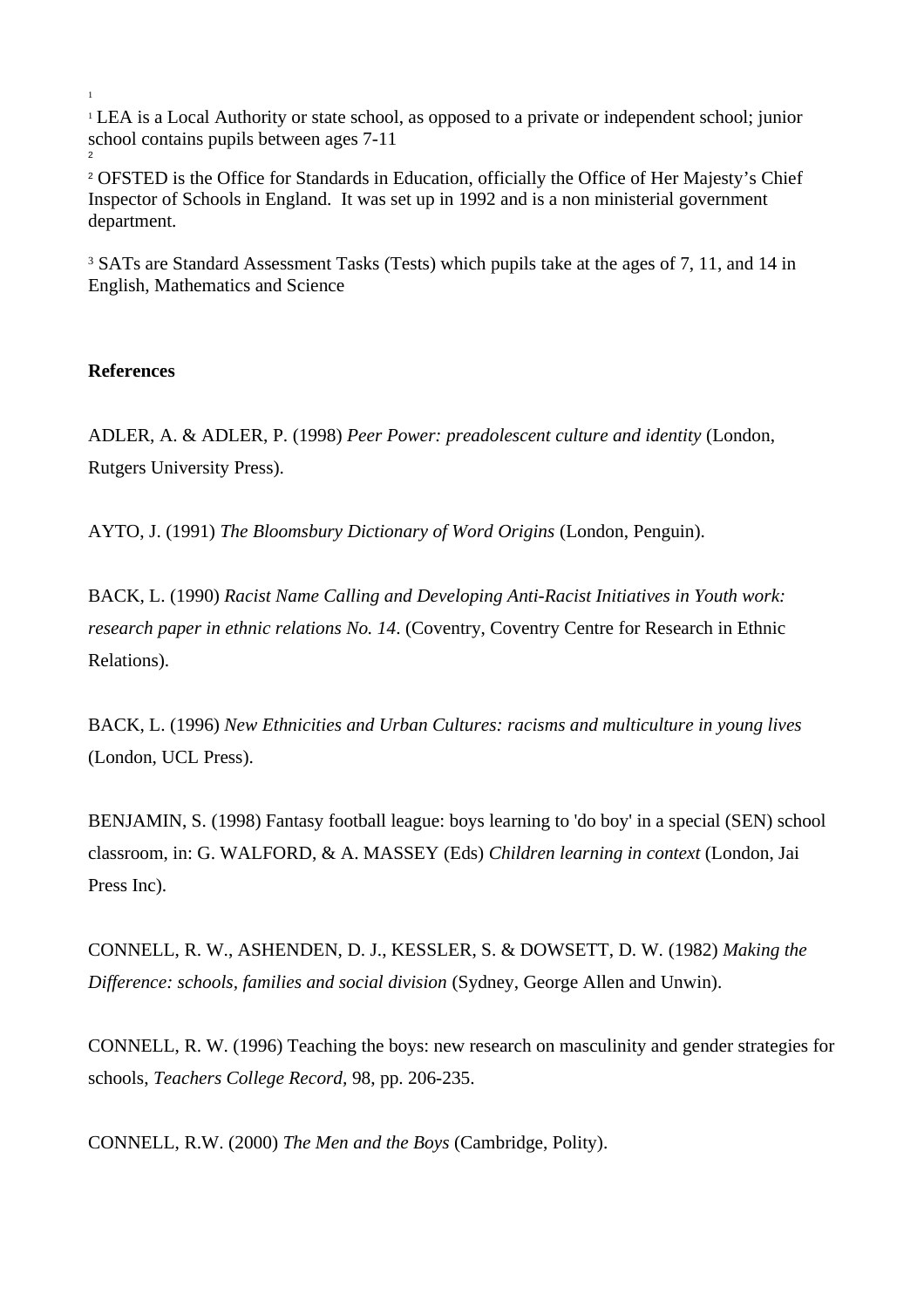[1] LEA is a Local Authority or state school, as opposed to a private or independent school; junior school contains pupils between ages 7-11

[2] OFSTED is the Office for Standards in Education, officially the Office of Her Majesty's Chief Inspector of Schools in England. It was set up in 1992 and is a non ministerial government department.

[3] SATs are Standard Assessment Tasks (Tests) which pupils take at the ages of 7, 11, and 14 in English, Mathematics and Science

**References**

ADLER, A. & ADLER, P. (1998) *Peer Power: preadolescent culture and identity* (London, Rutgers University Press).

AYTO, J. (1991) *The Bloomsbury Dictionary of Word Origins* (London, Penguin).

BACK, L. (1990) *Racist Name Calling and Developing Anti-Racist Initiatives in Youth work: research paper in ethnic relations No. 14*. (Coventry, Coventry Centre for Research in Ethnic Relations).

BACK, L. (1996) *New Ethnicities and Urban Cultures: racisms and multiculture in young lives* (London, UCL Press).

BENJAMIN, S. (1998) Fantasy football league: boys learning to 'do boy' in a special (SEN) school classroom, in: G. WALFORD, & A. MASSEY (Eds) *Children learning in context* (London, Jai Press Inc).

CONNELL, R. W., ASHENDEN, D. J., KESSLER, S. & DOWSETT, D. W. (1982) *Making the Difference: schools, families and social division* (Sydney, George Allen and Unwin).

CONNELL, R. W. (1996) Teaching the boys: new research on masculinity and gender strategies for schools, *Teachers College Record*, 98, pp. 206-235.

CONNELL, R.W. (2000) *The Men and the Boys* (Cambridge, Polity).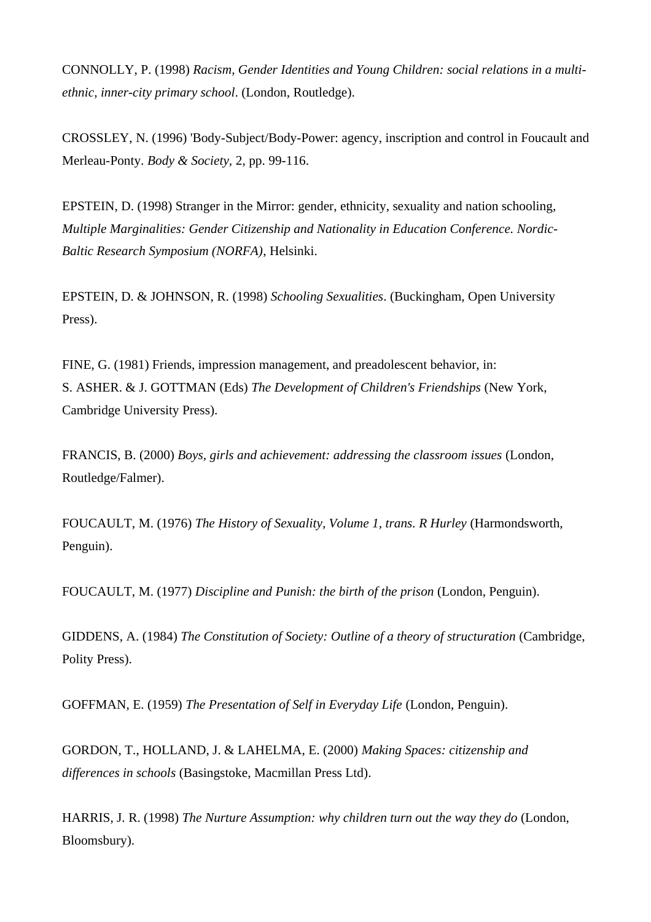CONNOLLY, P. (1998) *Racism, Gender Identities and Young Children: social relations in a multi-ethnic, inner-city primary school*. (London, Routledge).

CROSSLEY, N. (1996) 'Body-Subject/Body-Power: agency, inscription and control in Foucault and Merleau-Ponty. *Body & Society*, 2, pp. 99-116.

EPSTEIN, D. (1998) Stranger in the Mirror: gender, ethnicity, sexuality and nation schooling, *Multiple Marginalities: Gender Citizenship and Nationality in Education Conference. Nordic-Baltic Research Symposium (NORFA)*, Helsinki.

EPSTEIN, D. & JOHNSON, R. (1998) *Schooling Sexualities*. (Buckingham, Open University Press).

FINE, G. (1981) Friends, impression management, and preadolescent behavior, in: S. ASHER. & J. GOTTMAN (Eds) *The Development of Children's Friendships* (New York, Cambridge University Press).

FRANCIS, B. (2000) *Boys, girls and achievement: addressing the classroom issues* (London, Routledge/Falmer).

FOUCAULT, M. (1976) *The History of Sexuality, Volume 1, trans. R Hurley* (Harmondsworth, Penguin).

FOUCAULT, M. (1977) *Discipline and Punish: the birth of the prison* (London, Penguin).

GIDDENS, A. (1984) *The Constitution of Society: Outline of a theory of structuration* (Cambridge, Polity Press).

GOFFMAN, E. (1959) *The Presentation of Self in Everyday Life* (London, Penguin).

GORDON, T., HOLLAND, J. & LAHELMA, E. (2000) *Making Spaces: citizenship and differences in schools* (Basingstoke, Macmillan Press Ltd).

HARRIS, J. R. (1998) *The Nurture Assumption: why children turn out the way they do* (London, Bloomsbury).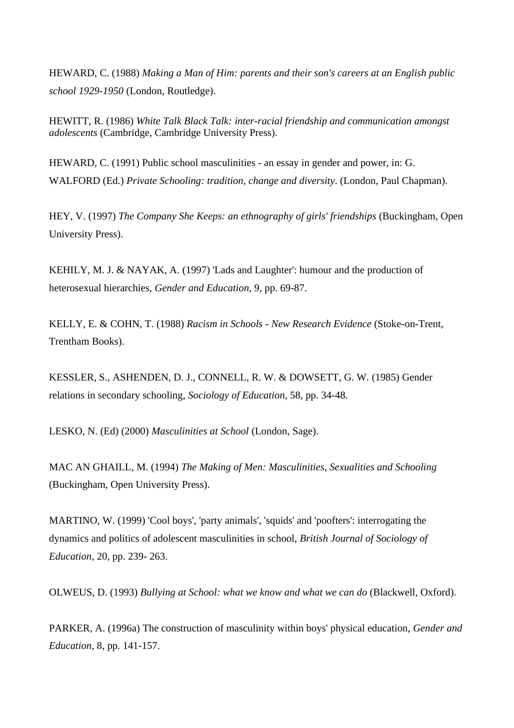HEWARD, C. (1988) *Making a Man of Him: parents and their son's careers at an English public school 1929-1950* (London, Routledge).

HEWITT, R. (1986) *White Talk Black Talk: inter-racial friendship and communication amongst adolescents* (Cambridge, Cambridge University Press).

HEWARD, C. (1991) Public school masculinities - an essay in gender and power, in: G. WALFORD (Ed.) *Private Schooling: tradition, change and diversity*. (London, Paul Chapman).

HEY, V. (1997) *The Company She Keeps: an ethnography of girls' friendships* (Buckingham, Open University Press).

KEHILY, M. J. & NAYAK, A. (1997) 'Lads and Laughter': humour and the production of heterosexual hierarchies, *Gender and Education*, 9, pp. 69-87.

KELLY, E. & COHN, T. (1988) *Racism in Schools - New Research Evidence* (Stoke-on-Trent, Trentham Books).

KESSLER, S., ASHENDEN, D. J., CONNELL, R. W. & DOWSETT, G. W. (1985) Gender relations in secondary schooling, *Sociology of Education*, 58, pp. 34-48.

LESKO, N. (Ed) (2000) *Masculinities at School* (London, Sage).

MAC AN GHAILL, M. (1994) *The Making of Men: Masculinities, Sexualities and Schooling* (Buckingham, Open University Press).

MARTINO, W. (1999) 'Cool boys', 'party animals', 'squids' and 'poofters': interrogating the dynamics and politics of adolescent masculinities in school, *British Journal of Sociology of Education*, 20, pp. 239- 263.

OLWEUS, D. (1993) *Bullying at School: what we know and what we can do* (Blackwell, Oxford).

PARKER, A. (1996a) The construction of masculinity within boys' physical education, *Gender and Education*, 8, pp. 141-157.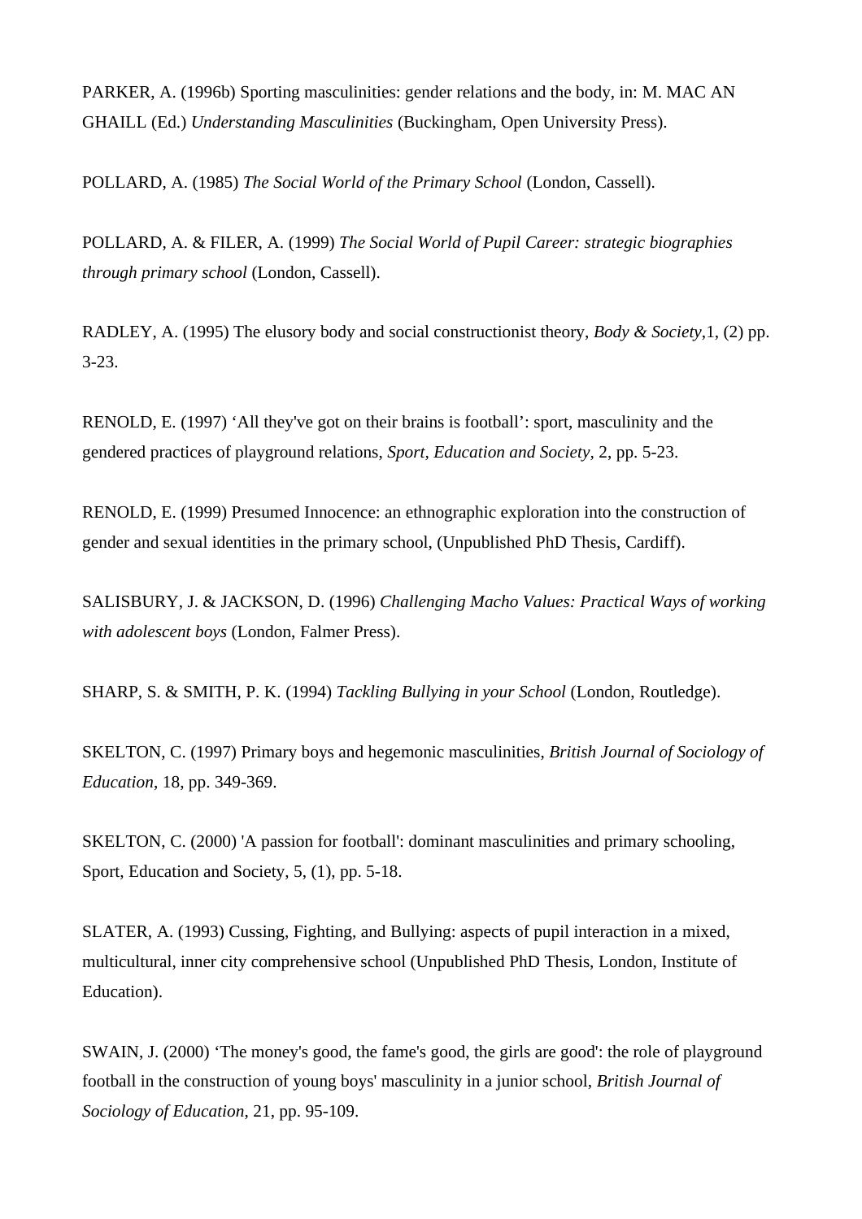PARKER, A. (1996b) Sporting masculinities: gender relations and the body, in: M. MAC AN GHAILL (Ed.) *Understanding Masculinities* (Buckingham, Open University Press).

POLLARD, A. (1985) *The Social World of the Primary School* (London, Cassell).

POLLARD, A. & FILER, A. (1999) *The Social World of Pupil Career: strategic biographies through primary school* (London, Cassell).

RADLEY, A. (1995) The elusory body and social constructionist theory, *Body & Society*,1, (2) pp. 3-23.

RENOLD, E. (1997) 'All they've got on their brains is football': sport, masculinity and the gendered practices of playground relations, *Sport, Education and Society*, 2, pp. 5-23.

RENOLD, E. (1999) Presumed Innocence: an ethnographic exploration into the construction of gender and sexual identities in the primary school, (Unpublished PhD Thesis, Cardiff).

SALISBURY, J. & JACKSON, D. (1996) *Challenging Macho Values: Practical Ways of working with adolescent boys* (London, Falmer Press).

SHARP, S. & SMITH, P. K. (1994) *Tackling Bullying in your School* (London, Routledge).

SKELTON, C. (1997) Primary boys and hegemonic masculinities, *British Journal of Sociology of Education*, 18, pp. 349-369.

SKELTON, C. (2000) 'A passion for football': dominant masculinities and primary schooling, Sport, Education and Society, 5, (1), pp. 5-18.

SLATER, A. (1993) Cussing, Fighting, and Bullying: aspects of pupil interaction in a mixed, multicultural, inner city comprehensive school (Unpublished PhD Thesis, London, Institute of Education).

SWAIN, J. (2000) 'The money's good, the fame's good, the girls are good': the role of playground football in the construction of young boys' masculinity in a junior school, *British Journal of Sociology of Education*, 21, pp. 95-109.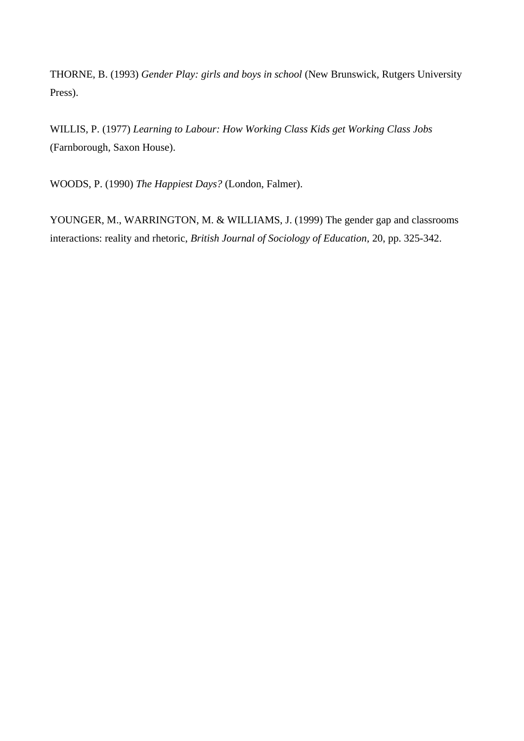THORNE, B. (1993) *Gender Play: girls and boys in school* (New Brunswick, Rutgers University Press).

WILLIS, P. (1977) *Learning to Labour: How Working Class Kids get Working Class Jobs* (Farnborough, Saxon House).

WOODS, P. (1990) *The Happiest Days?* (London, Falmer).

YOUNGER, M., WARRINGTON, M. & WILLIAMS, J. (1999) The gender gap and classrooms interactions: reality and rhetoric, *British Journal of Sociology of Education*, 20, pp. 325-342.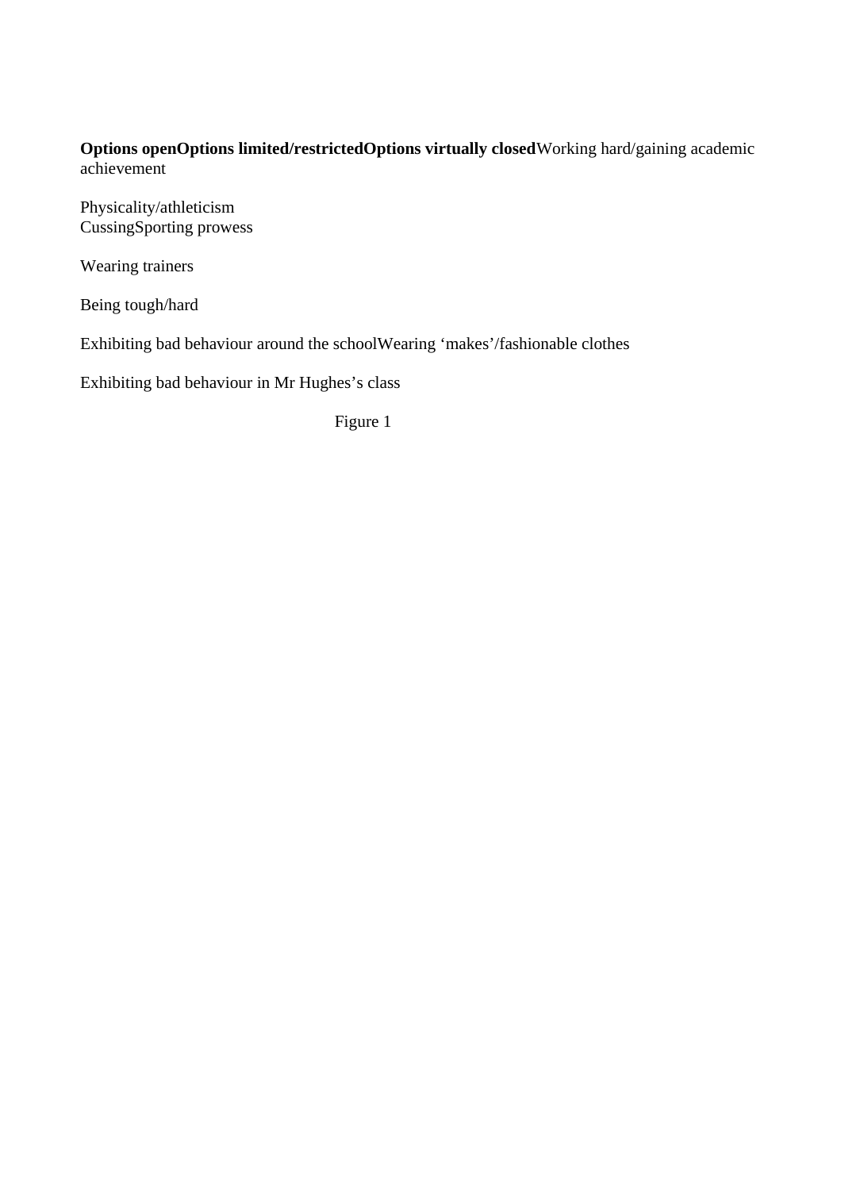**Options open****Options limited/restricted****Options virtually closed**Working hard/gaining academic achievement

Physicality/athleticism
CussingSporting prowess

Wearing trainers

Being tough/hard

Exhibiting bad behaviour around the schoolWearing ‘makes’/fashionable clothes

Exhibiting bad behaviour in Mr Hughes’s class

Figure 1